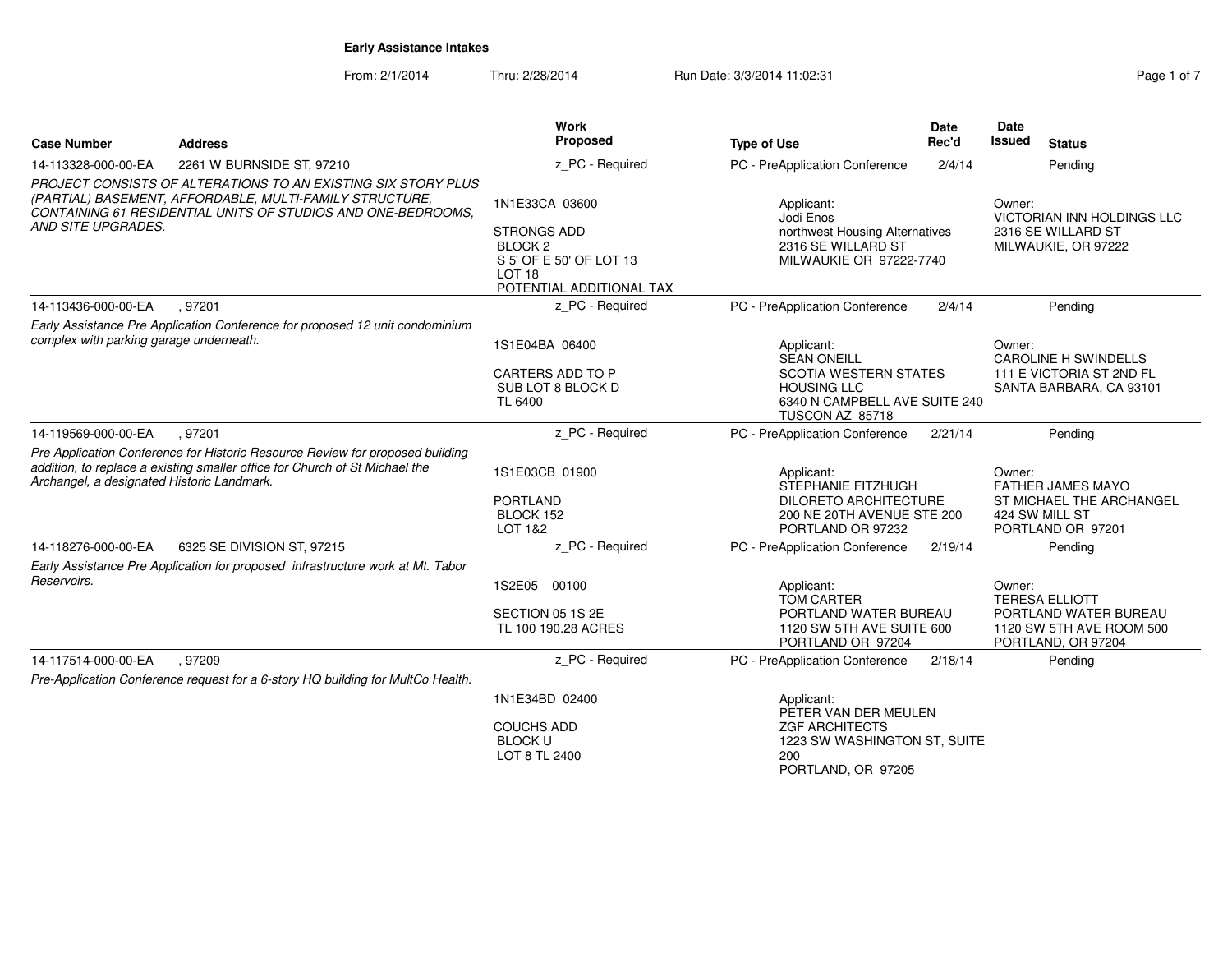# Early Assistance Intakes

From: 2/1/2014 Thru: 2/28/2014 Run Date: 3/3/2014 11:02:31

| Case Number | Address | Work Proposed | Type of Use | Date Rec'd | Date Issued | Status |
|---|---|---|---|---|---|---|
| 14-113328-000-00-EA | 2261 W BURNSIDE ST, 97210 | z_PC - Required | PC - PreApplication Conference | 2/4/14 | | Pending |
| *PROJECT CONSISTS OF ALTERATIONS TO AN EXISTING SIX STORY PLUS (PARTIAL) BASEMENT, AFFORDABLE, MULTI-FAMILY STRUCTURE, CONTAINING 61 RESIDENTIAL UNITS OF STUDIOS AND ONE-BEDROOMS, AND SITE UPGRADES.* | | 1N1E33CA 03600<br>STRONGS ADD<br>BLOCK 2<br>S 5' OF E 50' OF LOT 13<br>LOT 18<br>POTENTIAL ADDITIONAL TAX | Applicant:<br>Jodi Enos<br>northwest Housing Alternatives<br>2316 SE WILLARD ST<br>MILWAUKIE OR 97222-7740 | | Owner:<br>VICTORIAN INN HOLDINGS LLC<br>2316 SE WILLARD ST<br>MILWAUKIE, OR 97222 | |
| 14-113436-000-00-EA | , 97201 | z_PC - Required | PC - PreApplication Conference | 2/4/14 | | Pending |
| *Early Assistance Pre Application Conference for proposed 12 unit condominium complex with parking garage underneath.* | | 1S1E04BA 06400<br>CARTERS ADD TO P<br>SUB LOT 8 BLOCK D<br>TL 6400 | Applicant:<br>SEAN ONEILL<br>SCOTIA WESTERN STATES HOUSING LLC<br>6340 N CAMPBELL AVE SUITE 240<br>TUSCON AZ 85718 | | Owner:<br>CAROLINE H SWINDELLS<br>111 E VICTORIA ST 2ND FL<br>SANTA BARBARA, CA 93101 | |
| 14-119569-000-00-EA | , 97201 | z_PC - Required | PC - PreApplication Conference | 2/21/14 | | Pending |
| *Pre Application Conference for Historic Resource Review for proposed building addition, to replace a existing smaller office for Church of St Michael the Archangel, a designated Historic Landmark.* | | 1S1E03CB 01900<br>PORTLAND<br>BLOCK 152<br>LOT 1&2 | Applicant:<br>STEPHANIE FITZHUGH<br>DILORETO ARCHITECTURE<br>200 NE 20TH AVENUE STE 200<br>PORTLAND OR 97232 | | Owner:<br>FATHER JAMES MAYO<br>ST MICHAEL THE ARCHANGEL<br>424 SW MILL ST<br>PORTLAND OR 97201 | |
| 14-118276-000-00-EA | 6325 SE DIVISION ST, 97215 | z_PC - Required | PC - PreApplication Conference | 2/19/14 | | Pending |
| *Early Assistance Pre Application for proposed infrastructure work at Mt. Tabor Reservoirs.* | | 1S2E05 00100<br>SECTION 05 1S 2E<br>TL 100 190.28 ACRES | Applicant:<br>TOM CARTER<br>PORTLAND WATER BUREAU<br>1120 SW 5TH AVE SUITE 600<br>PORTLAND OR 97204 | | Owner:<br>TERESA ELLIOTT<br>PORTLAND WATER BUREAU<br>1120 SW 5TH AVE ROOM 500<br>PORTLAND, OR 97204 | |
| 14-117514-000-00-EA | , 97209 | z_PC - Required | PC - PreApplication Conference | 2/18/14 | | Pending |
| *Pre-Application Conference request for a 6-story HQ building for MultCo Health.* | | 1N1E34BD 02400<br>COUCHS ADD<br>BLOCK U<br>LOT 8 TL 2400 | Applicant:<br>PETER VAN DER MEULEN<br>ZGF ARCHITECTS<br>1223 SW WASHINGTON ST, SUITE 200<br>PORTLAND, OR 97205 | | | |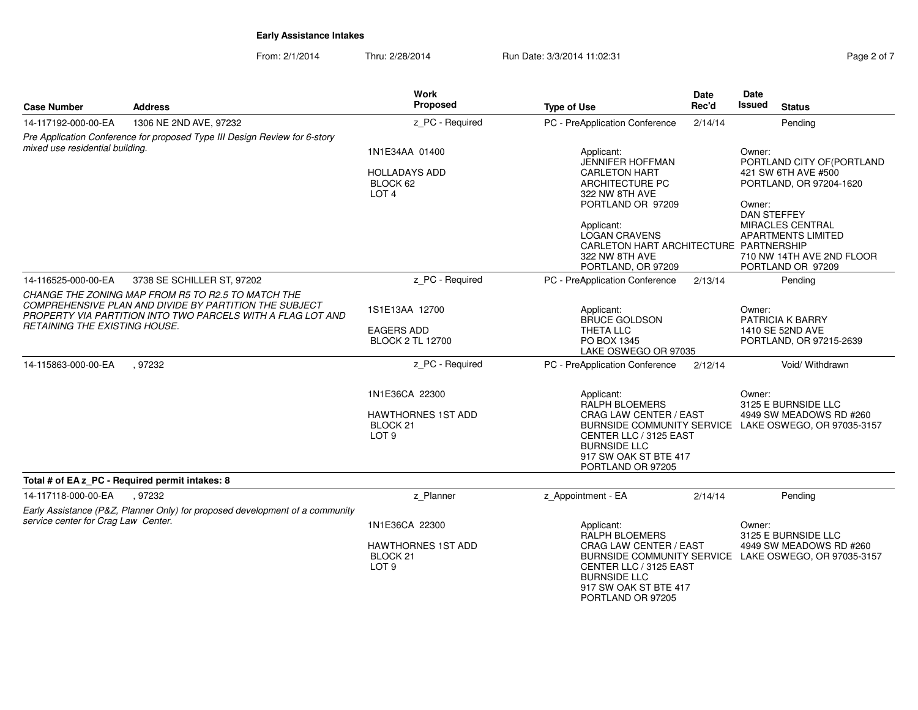**Early Assistance Intakes**

From: 2/1/2014 Thru: 2/28/2014 Run Date: 3/3/2014 11:02:31

| Case Number | Address | Work Proposed | Type of Use | Date Rec'd | Date Issued | Status |
|---|---|---|---|---|---|---|
| 14-117192-000-00-EA | 1306 NE 2ND AVE, 97232 | z_PC - Required | PC - PreApplication Conference | 2/14/14 | | Pending |
| *Pre Application Conference for proposed Type III Design Review for 6-story mixed use residential building.* | | 1N1E34AA 01400<br><br>HOLLADAYS ADD<br>BLOCK 62<br>LOT 4 | Applicant:<br>JENNIFER HOFFMAN<br>CARLETON HART ARCHITECTURE PC<br>322 NW 8TH AVE<br>PORTLAND OR 97209<br><br>Applicant:<br>LOGAN CRAVENS<br>CARLETON HART ARCHITECTURE<br>322 NW 8TH AVE<br>PORTLAND, OR 97209 | | Owner:<br>PORTLAND CITY OF(PORTLAND<br>421 SW 6TH AVE #500<br>PORTLAND, OR 97204-1620<br><br>Owner:<br>DAN STEFFEY<br>MIRACLES CENTRAL APARTMENTS LIMITED PARTNERSHIP<br>710 NW 14TH AVE 2ND FLOOR<br>PORTLAND OR 97209 | |
| 14-116525-000-00-EA | 3738 SE SCHILLER ST, 97202 | z_PC - Required | PC - PreApplication Conference | 2/13/14 | | Pending |
| *CHANGE THE ZONING MAP FROM R5 TO R2.5 TO MATCH THE COMPREHENSIVE PLAN AND DIVIDE BY PARTITION THE SUBJECT PROPERTY VIA PARTITION INTO TWO PARCELS WITH A FLAG LOT AND RETAINING THE EXISTING HOUSE.* | | 1S1E13AA 12700<br><br>EAGERS ADD<br>BLOCK 2 TL 12700 | Applicant:<br>BRUCE GOLDSON<br>THETA LLC<br>PO BOX 1345<br>LAKE OSWEGO OR 97035 | | Owner:<br>PATRICIA K BARRY<br>1410 SE 52ND AVE<br>PORTLAND, OR 97215-2639 | |
| 14-115863-000-00-EA | , 97232 | z_PC - Required | PC - PreApplication Conference | 2/12/14 | | Void/ Withdrawn |
| | | 1N1E36CA 22300<br><br>HAWTHORNES 1ST ADD<br>BLOCK 21<br>LOT 9 | Applicant:<br>RALPH BLOEMERS<br>CRAG LAW CENTER / EAST BURNSIDE COMMUNITY SERVICE CENTER LLC / 3125 EAST BURNSIDE LLC<br>917 SW OAK ST BTE 417<br>PORTLAND OR 97205 | | Owner:<br>3125 E BURNSIDE LLC<br>4949 SW MEADOWS RD #260<br>LAKE OSWEGO, OR 97035-3157 | |
| **Total # of EA z_PC - Required permit intakes: 8** | | | | | | |
| 14-117118-000-00-EA | , 97232 | z_Planner | z_Appointment - EA | 2/14/14 | | Pending |
| *Early Assistance (P&Z, Planner Only) for proposed development of a community service center for Crag Law Center.* | | 1N1E36CA 22300<br><br>HAWTHORNES 1ST ADD<br>BLOCK 21<br>LOT 9 | Applicant:<br>RALPH BLOEMERS<br>CRAG LAW CENTER / EAST BURNSIDE COMMUNITY SERVICE CENTER LLC / 3125 EAST BURNSIDE LLC<br>917 SW OAK ST BTE 417<br>PORTLAND OR 97205 | | Owner:<br>3125 E BURNSIDE LLC<br>4949 SW MEADOWS RD #260<br>LAKE OSWEGO, OR 97035-3157 | |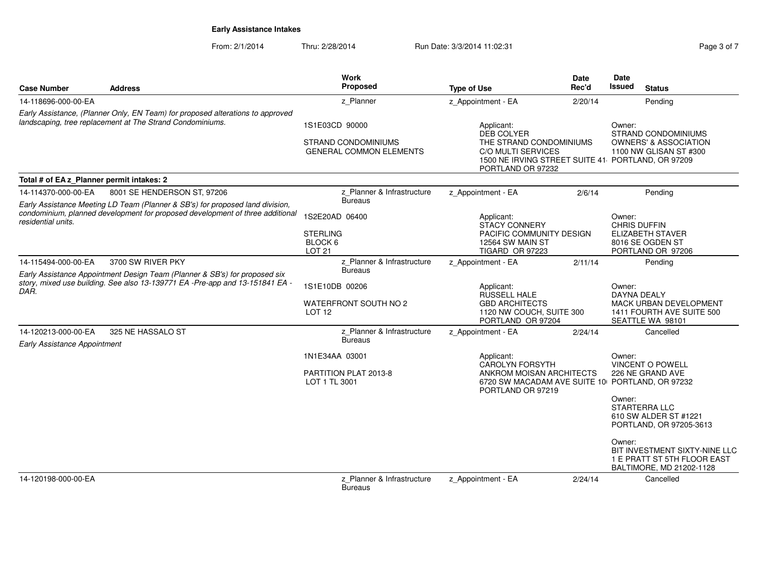**Early Assistance Intakes**

From: 2/1/2014 Thru: 2/28/2014 Run Date: 3/3/2014 11:02:31

| Case Number | Address | Work Proposed | Type of Use | Date Rec'd | Date Issued | Status |
|---|---|---|---|---|---|---|
| 14-118696-000-00-EA | | z_Planner | z_Appointment - EA | 2/20/14 | | Pending |
| *Early Assistance, (Planner Only, EN Team) for proposed alterations to approved landscaping, tree replacement at The Strand Condominiums.* | | 1S1E03CD 90000<br><br>STRAND CONDOMINIUMS<br>GENERAL COMMON ELEMENTS | Applicant:<br>DEB COLYER<br>THE STRAND CONDOMINIUMS<br>C/O MULTI SERVICES<br>1500 NE IRVING STREET SUITE 41<br>PORTLAND OR 97232 | | Owner:<br>STRAND CONDOMINIUMS<br>OWNERS' & ASSOCIATION<br>1100 NW GLISAN ST #300<br>PORTLAND, OR 97209 | |
| **Total # of EA z_Planner permit intakes: 2** | | | | | | |
| 14-114370-000-00-EA | 8001 SE HENDERSON ST, 97206 | z_Planner & Infrastructure Bureaus | z_Appointment - EA | 2/6/14 | | Pending |
| *Early Assistance Meeting LD Team (Planner & SB's) for proposed land division, condominium, planned development for proposed development of three additional residential units.* | | 1S2E20AD 06400<br><br>STERLING<br>BLOCK 6<br>LOT 21 | Applicant:<br>STACY CONNERY<br>PACIFIC COMMUNITY DESIGN<br>12564 SW MAIN ST<br>TIGARD OR 97223 | | Owner:<br>CHRIS DUFFIN<br>ELIZABETH STAVER<br>8016 SE OGDEN ST<br>PORTLAND OR 97206 | |
| 14-115494-000-00-EA | 3700 SW RIVER PKY | z_Planner & Infrastructure Bureaus | z_Appointment - EA | 2/11/14 | | Pending |
| *Early Assistance Appointment Design Team (Planner & SB's) for proposed six story, mixed use building. See also 13-139771 EA -Pre-app and 13-151841 EA - DAR.* | | 1S1E10DB 00206<br><br>WATERFRONT SOUTH NO 2<br>LOT 12 | Applicant:<br>RUSSELL HALE<br>GBD ARCHITECTS<br>1120 NW COUCH, SUITE 300<br>PORTLAND OR 97204 | | Owner:<br>DAYNA DEALY<br>MACK URBAN DEVELOPMENT<br>1411 FOURTH AVE SUITE 500<br>SEATTLE WA 98101 | |
| 14-120213-000-00-EA | 325 NE HASSALO ST | z_Planner & Infrastructure Bureaus | z_Appointment - EA | 2/24/14 | | Cancelled |
| *Early Assistance Appointment* | | 1N1E34AA 03001<br><br>PARTITION PLAT 2013-8<br>LOT 1 TL 3001 | Applicant:<br>CAROLYN FORSYTH<br>ANKROM MOISAN ARCHITECTS<br>6720 SW MACADAM AVE SUITE 10<br>PORTLAND OR 97219 | | Owner:<br>VINCENT O POWELL<br>226 NE GRAND AVE<br>PORTLAND, OR 97232<br><br>Owner:<br>STARTERRA LLC<br>610 SW ALDER ST #1221<br>PORTLAND, OR 97205-3613<br><br>Owner:<br>BIT INVESTMENT SIXTY-NINE LLC<br>1 E PRATT ST 5TH FLOOR EAST<br>BALTIMORE, MD 21202-1128 | |
| 14-120198-000-00-EA | | z_Planner & Infrastructure Bureaus | z_Appointment - EA | 2/24/14 | | Cancelled |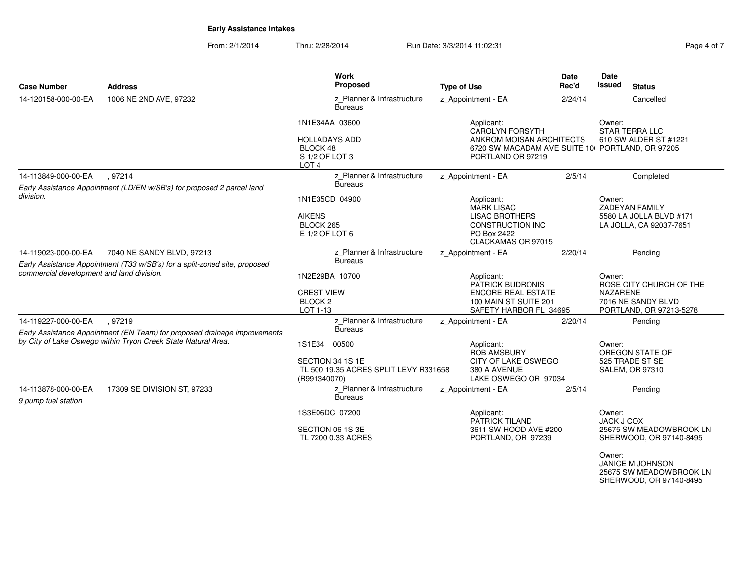**Early Assistance Intakes**

From: 2/1/2014 Thru: 2/28/2014 Run Date: 3/3/2014 11:02:31

| Case Number | Address | Work Proposed | Type of Use | Date Rec'd | Date Issued | Status |
|---|---|---|---|---|---|---|
| 14-120158-000-00-EA | 1006 NE 2ND AVE, 97232 | z_Planner & Infrastructure Bureaus | z_Appointment - EA | 2/24/14 | | Cancelled |
| | | 1N1E34AA 03600<br><br>HOLLADAYS ADD<br>BLOCK 48<br>S 1/2 OF LOT 3<br>LOT 4 | Applicant:<br>CAROLYN FORSYTH<br>ANKROM MOISAN ARCHITECTS<br>6720 SW MACADAM AVE SUITE 10<br>PORTLAND OR 97219 | | Owner:<br>STAR TERRA LLC<br>610 SW ALDER ST #1221<br>PORTLAND, OR 97205 | |
| 14-113849-000-00-EA | , 97214 | z_Planner & Infrastructure Bureaus | z_Appointment - EA | 2/5/14 | | Completed |
| *Early Assistance Appointment (LD/EN w/SB's) for proposed 2 parcel land division.* | | 1N1E35CD 04900<br><br>AIKENS<br>BLOCK 265<br>E 1/2 OF LOT 6 | Applicant:<br>MARK LISAC<br>LISAC BROTHERS CONSTRUCTION INC<br>PO Box 2422<br>CLACKAMAS OR 97015 | | Owner:<br>ZADEYAN FAMILY<br>5580 LA JOLLA BLVD #171<br>LA JOLLA, CA 92037-7651 | |
| 14-119023-000-00-EA | 7040 NE SANDY BLVD, 97213 | z_Planner & Infrastructure Bureaus | z_Appointment - EA | 2/20/14 | | Pending |
| *Early Assistance Appointment (T33 w/SB's) for a split-zoned site, proposed commercial development and land division.* | | 1N2E29BA 10700<br><br>CREST VIEW<br>BLOCK 2<br>LOT 1-13 | Applicant:<br>PATRICK BUDRONIS<br>ENCORE REAL ESTATE<br>100 MAIN ST SUITE 201<br>SAFETY HARBOR FL 34695 | | Owner:<br>ROSE CITY CHURCH OF THE NAZARENE<br>7016 NE SANDY BLVD<br>PORTLAND, OR 97213-5278 | |
| 14-119227-000-00-EA | , 97219 | z_Planner & Infrastructure Bureaus | z_Appointment - EA | 2/20/14 | | Pending |
| *Early Assistance Appointment (EN Team) for proposed drainage improvements by City of Lake Oswego within Tryon Creek State Natural Area.* | | 1S1E34 00500<br><br>SECTION 34 1S 1E<br>TL 500 19.35 ACRES SPLIT LEVY R331658 (R991340070) | Applicant:<br>ROB AMSBURY<br>CITY OF LAKE OSWEGO<br>380 A AVENUE<br>LAKE OSWEGO OR 97034 | | Owner:<br>OREGON STATE OF<br>525 TRADE ST SE<br>SALEM, OR 97310 | |
| 14-113878-000-00-EA | 17309 SE DIVISION ST, 97233 | z_Planner & Infrastructure Bureaus | z_Appointment - EA | 2/5/14 | | Pending |
| *9 pump fuel station* | | 1S3E06DC 07200<br><br>SECTION 06 1S 3E<br>TL 7200 0.33 ACRES | Applicant:<br>PATRICK TILAND<br>3611 SW HOOD AVE #200<br>PORTLAND, OR 97239 | | Owner:<br>JACK J COX<br>25675 SW MEADOWBROOK LN<br>SHERWOOD, OR 97140-8495<br><br>Owner:<br>JANICE M JOHNSON<br>25675 SW MEADOWBROOK LN<br>SHERWOOD, OR 97140-8495 | |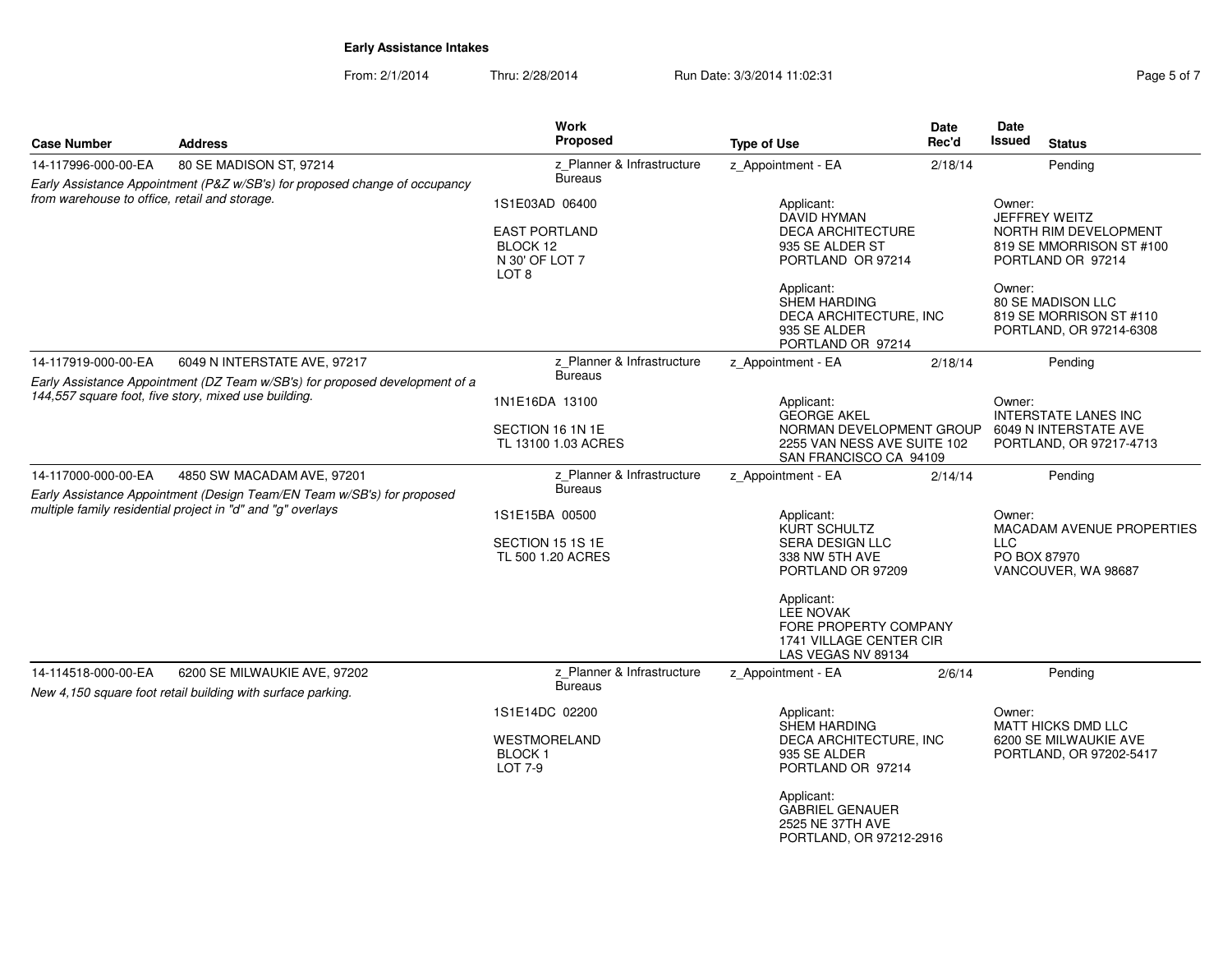**Early Assistance Intakes**

From: 2/1/2014 Thru: 2/28/2014 Run Date: 3/3/2014 11:02:31

| Case Number | Address | Work Proposed | Type of Use | Date Rec'd | Date Issued | Status |
|---|---|---|---|---|---|---|
| 14-117996-000-00-EA | 80 SE MADISON ST, 97214 | z_Planner & Infrastructure Bureaus | z_Appointment - EA | 2/18/14 | | Pending |
| *Early Assistance Appointment (P&Z w/SB's) for proposed change of occupancy from warehouse to office, retail and storage.* | | 1S1E03AD 06400<br><br>EAST PORTLAND<br>BLOCK 12<br>N 30' OF LOT 7<br>LOT 8 | Applicant:<br>DAVID HYMAN<br>DECA ARCHITECTURE<br>935 SE ALDER ST<br>PORTLAND OR 97214<br><br>Applicant:<br>SHEM HARDING<br>DECA ARCHITECTURE, INC<br>935 SE ALDER<br>PORTLAND OR 97214 | | Owner:<br>JEFFREY WEITZ<br>NORTH RIM DEVELOPMENT<br>819 SE MMORRISON ST #100<br>PORTLAND OR 97214<br><br>Owner:<br>80 SE MADISON LLC<br>819 SE MORRISON ST #110<br>PORTLAND, OR 97214-6308 | |
| 14-117919-000-00-EA | 6049 N INTERSTATE AVE, 97217 | z_Planner & Infrastructure Bureaus | z_Appointment - EA | 2/18/14 | | Pending |
| *Early Assistance Appointment (DZ Team w/SB's) for proposed development of a 144,557 square foot, five story, mixed use building.* | | 1N1E16DA 13100<br><br>SECTION 16 1N 1E<br>TL 13100 1.03 ACRES | Applicant:<br>GEORGE AKEL<br>NORMAN DEVELOPMENT GROUP<br>2255 VAN NESS AVE SUITE 102<br>SAN FRANCISCO CA 94109 | | Owner:<br>INTERSTATE LANES INC<br>6049 N INTERSTATE AVE<br>PORTLAND, OR 97217-4713 | |
| 14-117000-000-00-EA | 4850 SW MACADAM AVE, 97201 | z_Planner & Infrastructure Bureaus | z_Appointment - EA | 2/14/14 | | Pending |
| *Early Assistance Appointment (Design Team/EN Team w/SB's) for proposed multiple family residential project in "d" and "g" overlays* | | 1S1E15BA 00500<br><br>SECTION 15 1S 1E<br>TL 500 1.20 ACRES | Applicant:<br>KURT SCHULTZ<br>SERA DESIGN LLC<br>338 NW 5TH AVE<br>PORTLAND OR 97209<br><br>Applicant:<br>LEE NOVAK<br>FORE PROPERTY COMPANY<br>1741 VILLAGE CENTER CIR<br>LAS VEGAS NV 89134 | | Owner:<br>MACADAM AVENUE PROPERTIES LLC<br>PO BOX 87970<br>VANCOUVER, WA 98687 | |
| 14-114518-000-00-EA | 6200 SE MILWAUKIE AVE, 97202 | z_Planner & Infrastructure Bureaus | z_Appointment - EA | 2/6/14 | | Pending |
| *New 4,150 square foot retail building with surface parking.* | | 1S1E14DC 02200<br><br>WESTMORELAND<br>BLOCK 1<br>LOT 7-9 | Applicant:<br>SHEM HARDING<br>DECA ARCHITECTURE, INC<br>935 SE ALDER<br>PORTLAND OR 97214<br><br>Applicant:<br>GABRIEL GENAUER<br>2525 NE 37TH AVE<br>PORTLAND, OR 97212-2916 | | Owner:<br>MATT HICKS DMD LLC<br>6200 SE MILWAUKIE AVE<br>PORTLAND, OR 97202-5417 | |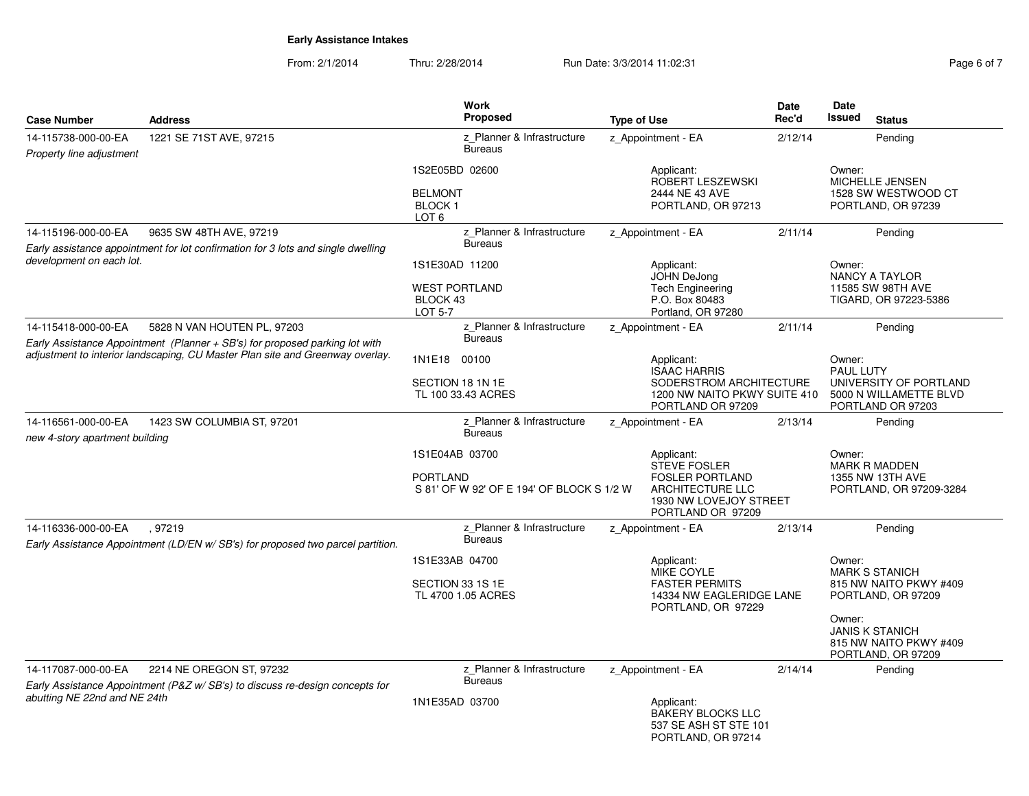**Early Assistance Intakes**

From: 2/1/2014 Thru: 2/28/2014 Run Date: 3/3/2014 11:02:31

| Case Number | Address | Work Proposed | Type of Use | Date Rec'd | Date Issued | Status |
|---|---|---|---|---|---|---|
| 14-115738-000-00-EA | 1221 SE 71ST AVE, 97215 | z_Planner & Infrastructure Bureaus | z_Appointment - EA | 2/12/14 | | Pending |
| *Property line adjustment* | | 1S2E05BD 02600<br>BELMONT<br>BLOCK 1<br>LOT 6 | Applicant:<br>ROBERT LESZEWSKI<br>2444 NE 43 AVE<br>PORTLAND, OR 97213 | | Owner:<br>MICHELLE JENSEN<br>1528 SW WESTWOOD CT<br>PORTLAND, OR 97239 | |
| 14-115196-000-00-EA | 9635 SW 48TH AVE, 97219 | z_Planner & Infrastructure Bureaus | z_Appointment - EA | 2/11/14 | | Pending |
| *Early assistance appointment for lot confirmation for 3 lots and single dwelling development on each lot.* | | 1S1E30AD 11200<br>WEST PORTLAND<br>BLOCK 43<br>LOT 5-7 | Applicant:<br>JOHN DeJong<br>Tech Engineering<br>P.O. Box 80483<br>Portland, OR 97280 | | Owner:<br>NANCY A TAYLOR<br>11585 SW 98TH AVE<br>TIGARD, OR 97223-5386 | |
| 14-115418-000-00-EA | 5828 N VAN HOUTEN PL, 97203 | z_Planner & Infrastructure Bureaus | z_Appointment - EA | 2/11/14 | | Pending |
| *Early Assistance Appointment (Planner + SB's) for proposed parking lot with adjustment to interior landscaping, CU Master Plan site and Greenway overlay.* | | 1N1E18 00100<br>SECTION 18 1N 1E<br>TL 100 33.43 ACRES | Applicant:<br>ISAAC HARRIS<br>SODERSTROM ARCHITECTURE<br>1200 NW NAITO PKWY SUITE 410<br>PORTLAND OR 97209 | | Owner:<br>PAUL LUTY<br>UNIVERSITY OF PORTLAND<br>5000 N WILLAMETTE BLVD<br>PORTLAND OR 97203 | |
| 14-116561-000-00-EA | 1423 SW COLUMBIA ST, 97201 | z_Planner & Infrastructure Bureaus | z_Appointment - EA | 2/13/14 | | Pending |
| *new 4-story apartment building* | | 1S1E04AB 03700<br>PORTLAND<br>S 81' OF W 92' OF E 194' OF BLOCK S 1/2 W | Applicant:<br>STEVE FOSLER<br>FOSLER PORTLAND ARCHITECTURE LLC<br>1930 NW LOVEJOY STREET<br>PORTLAND OR 97209 | | Owner:<br>MARK R MADDEN<br>1355 NW 13TH AVE<br>PORTLAND, OR 97209-3284 | |
| 14-116336-000-00-EA | , 97219 | z_Planner & Infrastructure Bureaus | z_Appointment - EA | 2/13/14 | | Pending |
| *Early Assistance Appointment (LD/EN w/ SB's) for proposed two parcel partition.* | | 1S1E33AB 04700<br>SECTION 33 1S 1E<br>TL 4700 1.05 ACRES | Applicant:<br>MIKE COYLE<br>FASTER PERMITS<br>14334 NW EAGLERIDGE LANE<br>PORTLAND, OR 97229 | | Owner:<br>MARK S STANICH<br>815 NW NAITO PKWY #409<br>PORTLAND, OR 97209<br><br>Owner:<br>JANIS K STANICH<br>815 NW NAITO PKWY #409<br>PORTLAND, OR 97209 | |
| 14-117087-000-00-EA | 2214 NE OREGON ST, 97232 | z_Planner & Infrastructure Bureaus | z_Appointment - EA | 2/14/14 | | Pending |
| *Early Assistance Appointment (P&Z w/ SB's) to discuss re-design concepts for abutting NE 22nd and NE 24th* | | 1N1E35AD 03700 | Applicant:<br>BAKERY BLOCKS LLC<br>537 SE ASH ST STE 101<br>PORTLAND, OR 97214 | | | |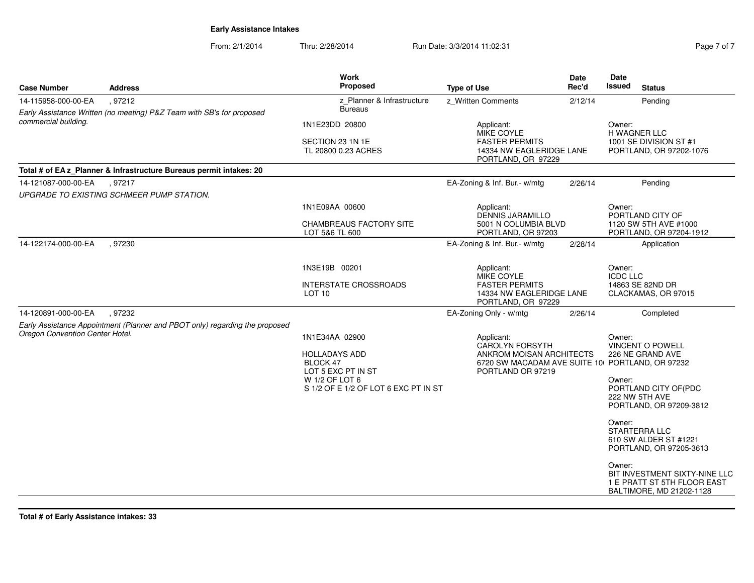**Early Assistance Intakes**

From: 2/1/2014 Thru: 2/28/2014 Run Date: 3/3/2014 11:02:31

| Case Number | Address | Work Proposed | Type of Use | Date Rec'd | Date Issued | Status |
|---|---|---|---|---|---|---|
| 14-115958-000-00-EA | , 97212 | z_Planner & Infrastructure Bureaus | z_Written Comments | 2/12/14 | | Pending |
| *Early Assistance Written (no meeting) P&Z Team with SB's for proposed commercial building.* | | 1N1E23DD 20800<br>SECTION 23 1N 1E<br>TL 20800 0.23 ACRES | Applicant:<br>MIKE COYLE<br>FASTER PERMITS<br>14334 NW EAGLERIDGE LANE<br>PORTLAND, OR 97229 | | Owner:<br>H WAGNER LLC<br>1001 SE DIVISION ST #1<br>PORTLAND, OR 97202-1076 | |
| **Total # of EA z_Planner & Infrastructure Bureaus permit intakes: 20** | | | | | | |
| 14-121087-000-00-EA | , 97217 | | EA-Zoning & Inf. Bur.- w/mtg | 2/26/14 | | Pending |
| *UPGRADE TO EXISTING SCHMEER PUMP STATION.* | | 1N1E09AA 00600<br>CHAMBREAUS FACTORY SITE<br>LOT 5&6 TL 600 | Applicant:<br>DENNIS JARAMILLO<br>5001 N COLUMBIA BLVD<br>PORTLAND, OR 97203 | | Owner:<br>PORTLAND CITY OF<br>1120 SW 5TH AVE #1000<br>PORTLAND, OR 97204-1912 | |
| 14-122174-000-00-EA | , 97230 | | EA-Zoning & Inf. Bur.- w/mtg | 2/28/14 | | Application |
| | | 1N3E19B 00201<br>INTERSTATE CROSSROADS<br>LOT 10 | Applicant:<br>MIKE COYLE<br>FASTER PERMITS<br>14334 NW EAGLERIDGE LANE<br>PORTLAND, OR 97229 | | Owner:<br>ICDC LLC<br>14863 SE 82ND DR<br>CLACKAMAS, OR 97015 | |
| 14-120891-000-00-EA | , 97232 | | EA-Zoning Only - w/mtg | 2/26/14 | | Completed |
| *Early Assistance Appointment (Planner and PBOT only) regarding the proposed Oregon Convention Center Hotel.* | | 1N1E34AA 02900<br>HOLLADAYS ADD<br>BLOCK 47<br>LOT 5 EXC PT IN ST<br>W 1/2 OF LOT 6<br>S 1/2 OF E 1/2 OF LOT 6 EXC PT IN ST | Applicant:<br>CAROLYN FORSYTH<br>ANKROM MOISAN ARCHITECTS<br>6720 SW MACADAM AVE SUITE 10<br>PORTLAND OR 97219 | | Owner:<br>VINCENT O POWELL<br>226 NE GRAND AVE<br>PORTLAND, OR 97232<br><br>Owner:<br>PORTLAND CITY OF(PDC<br>222 NW 5TH AVE<br>PORTLAND, OR 97209-3812<br><br>Owner:<br>STARTERRA LLC<br>610 SW ALDER ST #1221<br>PORTLAND, OR 97205-3613<br><br>Owner:<br>BIT INVESTMENT SIXTY-NINE LLC<br>1 E PRATT ST 5TH FLOOR EAST<br>BALTIMORE, MD 21202-1128 | |

**Total # of Early Assistance intakes: 33**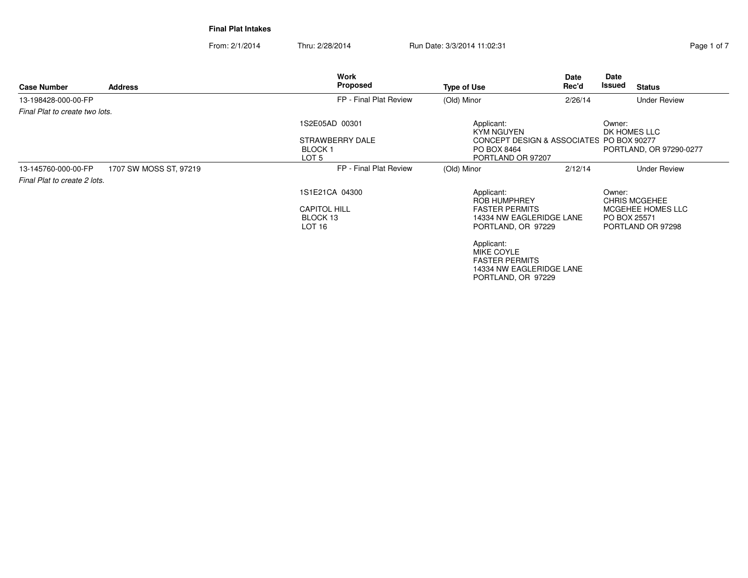**Final Plat Intakes**

From: 2/1/2014 Thru: 2/28/2014 Run Date: 3/3/2014 11:02:31

| Case Number | Address | Work Proposed | Type of Use | Date Rec'd | Date Issued | Status |
|---|---|---|---|---|---|---|
| 13-198428-000-00-FP | | FP - Final Plat Review | (Old) Minor | 2/26/14 | | Under Review |
| 13-145760-000-00-FP | 1707 SW MOSS ST, 97219 | FP - Final Plat Review | (Old) Minor | 2/12/14 | | Under Review |

**13-198428-000-00-FP**

*Final Plat to create two lots.*

1S2E05AD 00301

STRAWBERRY DALE
BLOCK 1
LOT 5

Applicant:
KYM NGUYEN
CONCEPT DESIGN & ASSOCIATES
PO BOX 8464
PORTLAND OR 97207

Owner:
DK HOMES LLC
PO BOX 90277
PORTLAND, OR 97290-0277

**13-145760-000-00-FP**

*Final Plat to create 2 lots.*

1S1E21CA 04300

CAPITOL HILL
BLOCK 13
LOT 16

Applicant:
ROB HUMPHREY
FASTER PERMITS
14334 NW EAGLERIDGE LANE
PORTLAND, OR 97229

Applicant:
MIKE COYLE
FASTER PERMITS
14334 NW EAGLERIDGE LANE
PORTLAND, OR 97229

Owner:
CHRIS MCGEHEE
MCGEHEE HOMES LLC
PO BOX 25571
PORTLAND OR 97298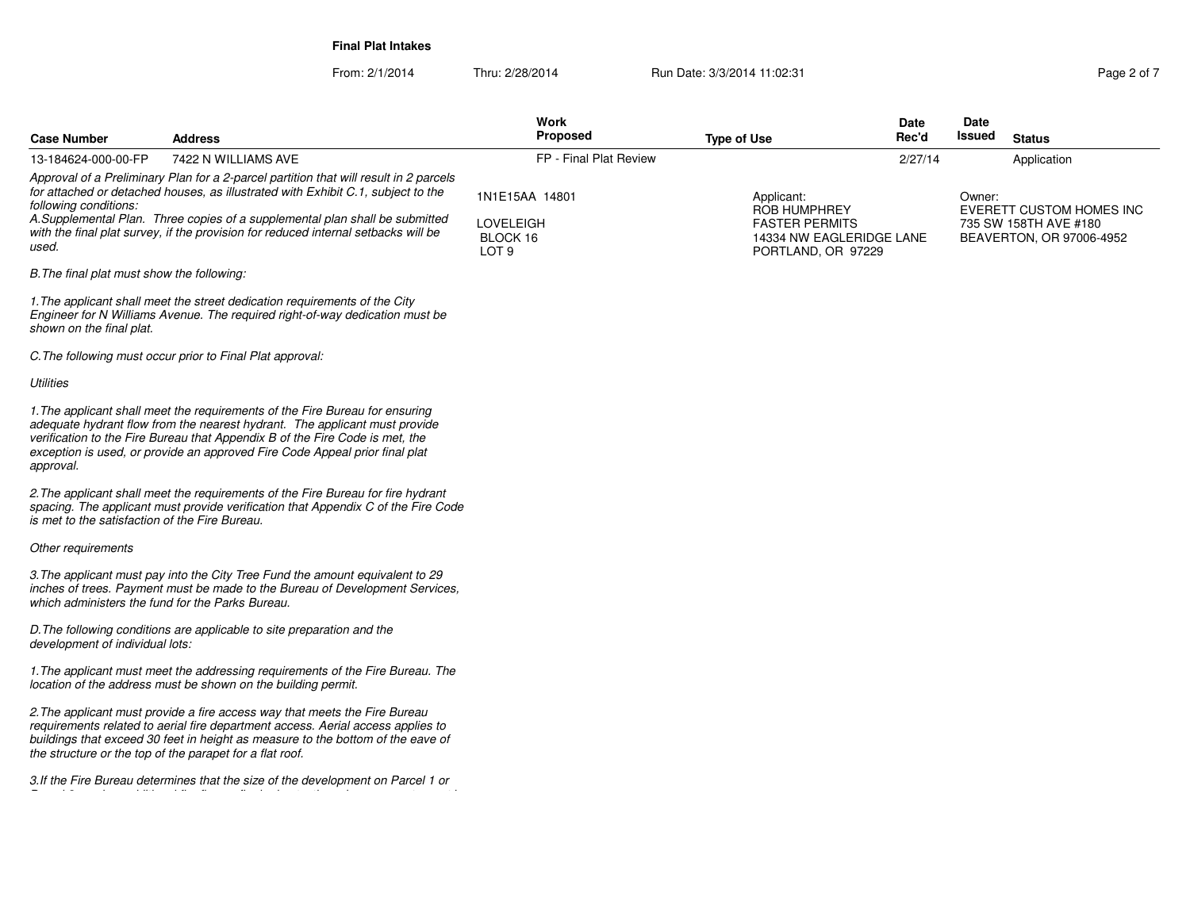**Final Plat Intakes**

From: 2/1/2014 Thru: 2/28/2014 Run Date: 3/3/2014 11:02:31

| Case Number | Address | Work Proposed | Type of Use | Date Rec'd | Date Issued | Status |
|---|---|---|---|---|---|---|
| 13-184624-000-00-FP | 7422 N WILLIAMS AVE | FP - Final Plat Review | | 2/27/14 | | Application |

1N1E15AA 14801

LOVELEIGH
BLOCK 16
LOT 9

Applicant:
ROB HUMPHREY
FASTER PERMITS
14334 NW EAGLERIDGE LANE
PORTLAND, OR 97229

Owner:
EVERETT CUSTOM HOMES INC
735 SW 158TH AVE #180
BEAVERTON, OR 97006-4952

*Approval of a Preliminary Plan for a 2-parcel partition that will result in 2 parcels for attached or detached houses, as illustrated with Exhibit C.1, subject to the following conditions:*

*A.Supplemental Plan. Three copies of a supplemental plan shall be submitted with the final plat survey, if the provision for reduced internal setbacks will be used.*

*B.The final plat must show the following:*

*1.The applicant shall meet the street dedication requirements of the City Engineer for N Williams Avenue. The required right-of-way dedication must be shown on the final plat.*

*C.The following must occur prior to Final Plat approval:*

*Utilities*

*1.The applicant shall meet the requirements of the Fire Bureau for ensuring adequate hydrant flow from the nearest hydrant. The applicant must provide verification to the Fire Bureau that Appendix B of the Fire Code is met, the exception is used, or provide an approved Fire Code Appeal prior final plat approval.*

*2.The applicant shall meet the requirements of the Fire Bureau for fire hydrant spacing. The applicant must provide verification that Appendix C of the Fire Code is met to the satisfaction of the Fire Bureau.*

*Other requirements*

*3.The applicant must pay into the City Tree Fund the amount equivalent to 29 inches of trees. Payment must be made to the Bureau of Development Services, which administers the fund for the Parks Bureau.*

*D.The following conditions are applicable to site preparation and the development of individual lots:*

*1.The applicant must meet the addressing requirements of the Fire Bureau. The location of the address must be shown on the building permit.*

*2.The applicant must provide a fire access way that meets the Fire Bureau requirements related to aerial fire department access. Aerial access applies to buildings that exceed 30 feet in height as measure to the bottom of the eave of the structure or the top of the parapet for a flat roof.*

*3.If the Fire Bureau determines that the size of the development on Parcel 1 or*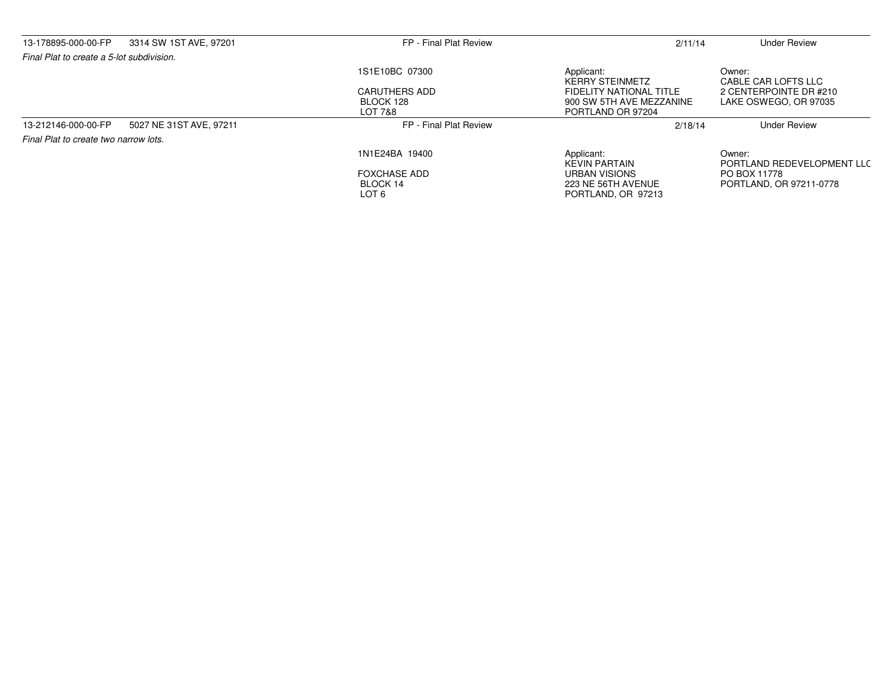| 13-178895-000-00-FP | 3314 SW 1ST AVE, 97201 | FP - Final Plat Review | 2/11/14 | Under Review |
|---|---|---|---|---|
| *Final Plat to create a 5-lot subdivision.* | | | | |
| | | 1S1E10BC 07300<br><br>CARUTHERS ADD<br>BLOCK 128<br>LOT 7&8 | Applicant:<br>KERRY STEINMETZ<br>FIDELITY NATIONAL TITLE<br>900 SW 5TH AVE MEZZANINE<br>PORTLAND OR 97204 | Owner:<br>CABLE CAR LOFTS LLC<br>2 CENTERPOINTE DR #210<br>LAKE OSWEGO, OR 97035 |
| 13-212146-000-00-FP | 5027 NE 31ST AVE, 97211 | FP - Final Plat Review | 2/18/14 | Under Review |
| *Final Plat to create two narrow lots.* | | | | |
| | | 1N1E24BA 19400<br><br>FOXCHASE ADD<br>BLOCK 14<br>LOT 6 | Applicant:<br>KEVIN PARTAIN<br>URBAN VISIONS<br>223 NE 56TH AVENUE<br>PORTLAND, OR 97213 | Owner:<br>PORTLAND REDEVELOPMENT LLC<br>PO BOX 11778<br>PORTLAND, OR 97211-0778 |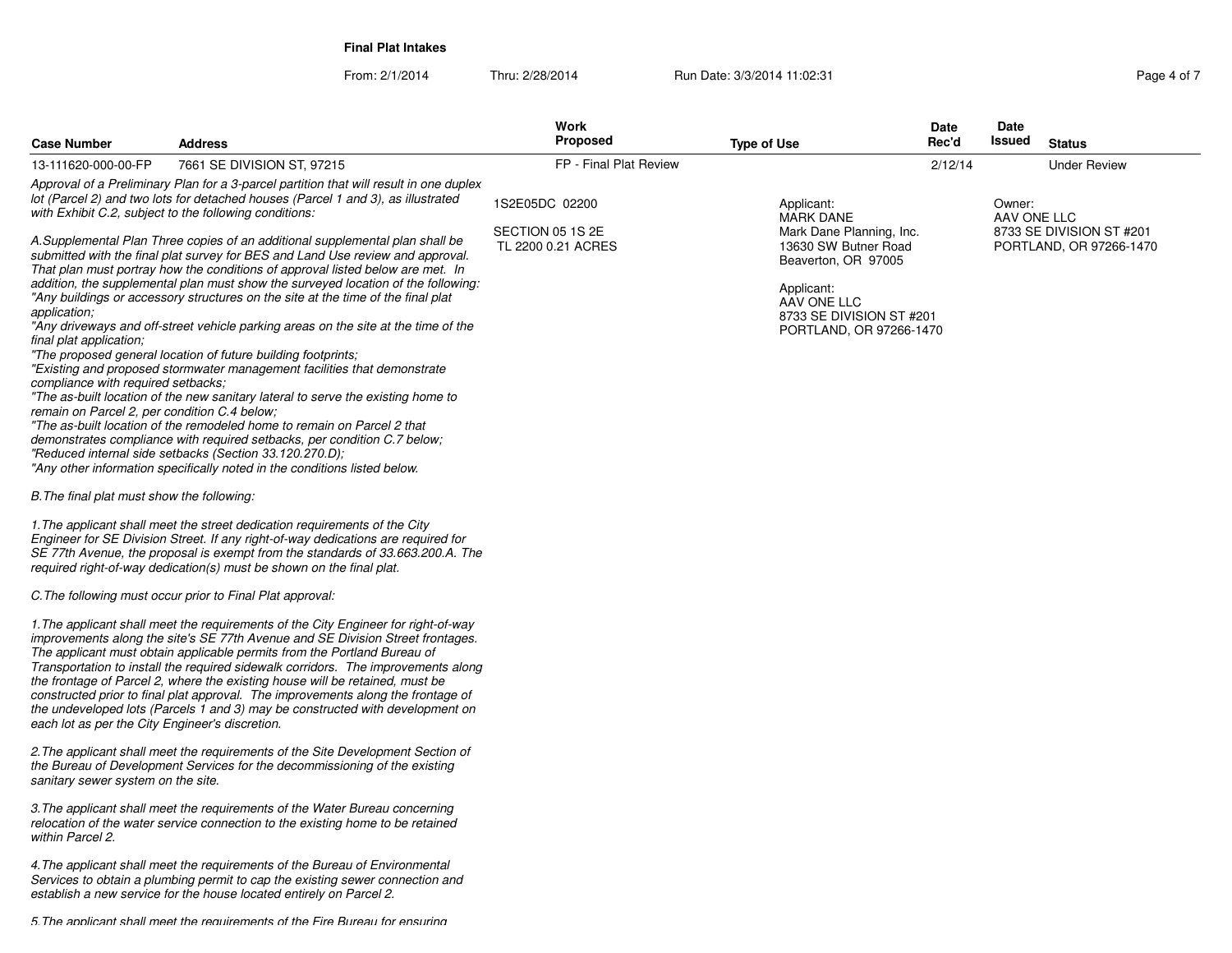**Final Plat Intakes**

From: 2/1/2014 Thru: 2/28/2014 Run Date: 3/3/2014 11:02:31

| Case Number | Address | Work Proposed | Type of Use | Date Rec'd | Date Issued | Status |
|---|---|---|---|---|---|---|
| 13-111620-000-00-FP | 7661 SE DIVISION ST, 97215 | FP - Final Plat Review | | 2/12/14 | | Under Review |

1S2E05DC 02200

SECTION 05 1S 2E
TL 2200 0.21 ACRES

Applicant:
MARK DANE
Mark Dane Planning, Inc.
13630 SW Butner Road
Beaverton, OR 97005

Applicant:
AAV ONE LLC
8733 SE DIVISION ST #201
PORTLAND, OR 97266-1470

Owner:
AAV ONE LLC
8733 SE DIVISION ST #201
PORTLAND, OR 97266-1470

*Approval of a Preliminary Plan for a 3-parcel partition that will result in one duplex lot (Parcel 2) and two lots for detached houses (Parcel 1 and 3), as illustrated with Exhibit C.2, subject to the following conditions:*

*A.Supplemental Plan Three copies of an additional supplemental plan shall be submitted with the final plat survey for BES and Land Use review and approval. That plan must portray how the conditions of approval listed below are met. In addition, the supplemental plan must show the surveyed location of the following:*
*"Any buildings or accessory structures on the site at the time of the final plat application;*
*"Any driveways and off-street vehicle parking areas on the site at the time of the final plat application;*
*"The proposed general location of future building footprints;*
*"Existing and proposed stormwater management facilities that demonstrate compliance with required setbacks;*
*"The as-built location of the new sanitary lateral to serve the existing home to remain on Parcel 2, per condition C.4 below;*
*"The as-built location of the remodeled home to remain on Parcel 2 that demonstrates compliance with required setbacks, per condition C.7 below;*
*"Reduced internal side setbacks (Section 33.120.270.D);*
*"Any other information specifically noted in the conditions listed below.*

*B.The final plat must show the following:*

*1.The applicant shall meet the street dedication requirements of the City Engineer for SE Division Street. If any right-of-way dedications are required for SE 77th Avenue, the proposal is exempt from the standards of 33.663.200.A. The required right-of-way dedication(s) must be shown on the final plat.*

*C.The following must occur prior to Final Plat approval:*

*1.The applicant shall meet the requirements of the City Engineer for right-of-way improvements along the site's SE 77th Avenue and SE Division Street frontages. The applicant must obtain applicable permits from the Portland Bureau of Transportation to install the required sidewalk corridors. The improvements along the frontage of Parcel 2, where the existing house will be retained, must be constructed prior to final plat approval. The improvements along the frontage of the undeveloped lots (Parcels 1 and 3) may be constructed with development on each lot as per the City Engineer's discretion.*

*2.The applicant shall meet the requirements of the Site Development Section of the Bureau of Development Services for the decommissioning of the existing sanitary sewer system on the site.*

*3.The applicant shall meet the requirements of the Water Bureau concerning relocation of the water service connection to the existing home to be retained within Parcel 2.*

*4.The applicant shall meet the requirements of the Bureau of Environmental Services to obtain a plumbing permit to cap the existing sewer connection and establish a new service for the house located entirely on Parcel 2.*

*5.The applicant shall meet the requirements of the Fire Bureau for ensuring*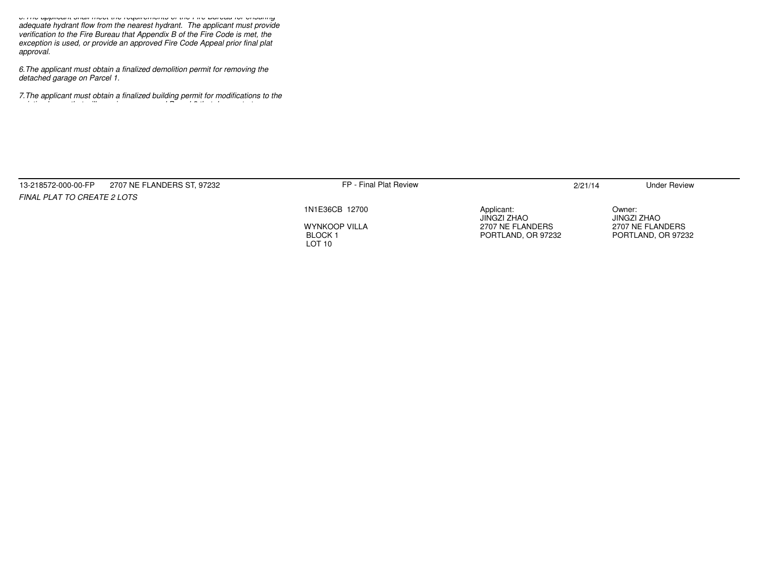5.The applicant shall meet the requirements of the Fire Bureau for ensuring adequate hydrant flow from the nearest hydrant. The applicant must provide verification to the Fire Bureau that Appendix B of the Fire Code is met, the exception is used, or provide an approved Fire Code Appeal prior final plat approval.

*6.The applicant must obtain a finalized demolition permit for removing the detached garage on Parcel 1.*

*7.The applicant must obtain a finalized building permit for modifications to the*

| | | | | |
|---|---|---|---|---|
| 13-218572-000-00-FP 2707 NE FLANDERS ST, 97232 | FP - Final Plat Review | | 2/21/14 | Under Review |
| *FINAL PLAT TO CREATE 2 LOTS* | | | | |
| | 1N1E36CB 12700<br><br>WYNKOOP VILLA<br>BLOCK 1<br>LOT 10 | Applicant:<br>JINGZI ZHAO<br>2707 NE FLANDERS<br>PORTLAND, OR 97232 | | Owner:<br>JINGZI ZHAO<br>2707 NE FLANDERS<br>PORTLAND, OR 97232 |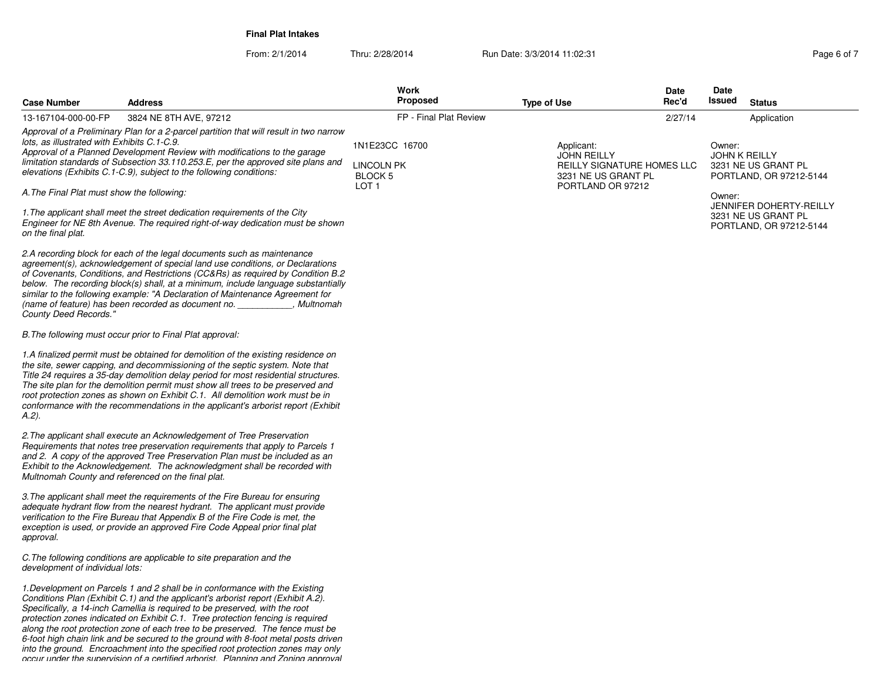**Final Plat Intakes**

From: 2/1/2014 Thru: 2/28/2014 Run Date: 3/3/2014 11:02:31

| Case Number | Address | Work Proposed | Type of Use | Date Rec'd | Date Issued | Status |
|---|---|---|---|---|---|---|
| 13-167104-000-00-FP | 3824 NE 8TH AVE, 97212 | FP - Final Plat Review | | 2/27/14 | | Application |

*Approval of a Preliminary Plan for a 2-parcel partition that will result in two narrow lots, as illustrated with Exhibits C.1-C.9.*
*Approval of a Planned Development Review with modifications to the garage limitation standards of Subsection 33.110.253.E, per the approved site plans and elevations (Exhibits C.1-C.9), subject to the following conditions:*

*A.The Final Plat must show the following:*

*1.The applicant shall meet the street dedication requirements of the City Engineer for NE 8th Avenue. The required right-of-way dedication must be shown on the final plat.*

*2.A recording block for each of the legal documents such as maintenance agreement(s), acknowledgement of special land use conditions, or Declarations of Covenants, Conditions, and Restrictions (CC&Rs) as required by Condition B.2 below. The recording block(s) shall, at a minimum, include language substantially similar to the following example: "A Declaration of Maintenance Agreement for (name of feature) has been recorded as document no. ___________, Multnomah County Deed Records."*

*B.The following must occur prior to Final Plat approval:*

*1.A finalized permit must be obtained for demolition of the existing residence on the site, sewer capping, and decommissioning of the septic system. Note that Title 24 requires a 35-day demolition delay period for most residential structures. The site plan for the demolition permit must show all trees to be preserved and root protection zones as shown on Exhibit C.1. All demolition work must be in conformance with the recommendations in the applicant's arborist report (Exhibit A.2).*

*2.The applicant shall execute an Acknowledgement of Tree Preservation Requirements that notes tree preservation requirements that apply to Parcels 1 and 2. A copy of the approved Tree Preservation Plan must be included as an Exhibit to the Acknowledgement. The acknowledgment shall be recorded with Multnomah County and referenced on the final plat.*

*3.The applicant shall meet the requirements of the Fire Bureau for ensuring adequate hydrant flow from the nearest hydrant. The applicant must provide verification to the Fire Bureau that Appendix B of the Fire Code is met, the exception is used, or provide an approved Fire Code Appeal prior final plat approval.*

*C.The following conditions are applicable to site preparation and the development of individual lots:*

*1.Development on Parcels 1 and 2 shall be in conformance with the Existing Conditions Plan (Exhibit C.1) and the applicant's arborist report (Exhibit A.2). Specifically, a 14-inch Camellia is required to be preserved, with the root protection zones indicated on Exhibit C.1. Tree protection fencing is required along the root protection zone of each tree to be preserved. The fence must be 6-foot high chain link and be secured to the ground with 8-foot metal posts driven into the ground. Encroachment into the specified root protection zones may only occur under the supervision of a certified arborist. Planning and Zoning approval*

1N1E23CC 16700

LINCOLN PK
BLOCK 5
LOT 1

Applicant:
JOHN REILLY
REILLY SIGNATURE HOMES LLC
3231 NE US GRANT PL
PORTLAND OR 97212

Owner:
JOHN K REILLY
3231 NE US GRANT PL
PORTLAND, OR 97212-5144

Owner:
JENNIFER DOHERTY-REILLY
3231 NE US GRANT PL
PORTLAND, OR 97212-5144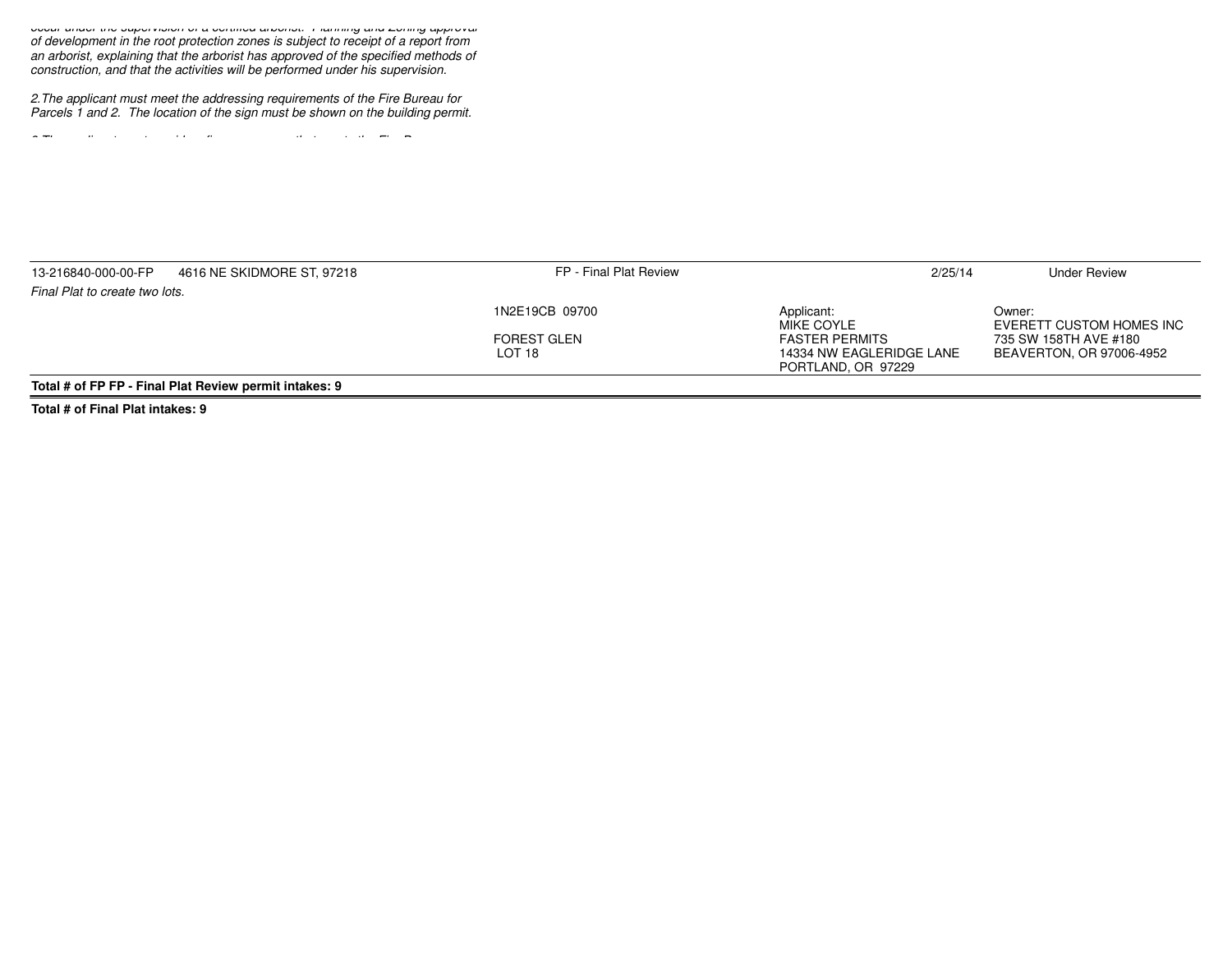*occur under the supervision of a certified arborist. Planning and Zoning approval of development in the root protection zones is subject to receipt of a report from an arborist, explaining that the arborist has approved of the specified methods of construction, and that the activities will be performed under his supervision.*

*2.The applicant must meet the addressing requirements of the Fire Bureau for Parcels 1 and 2. The location of the sign must be shown on the building permit.*

*3.The applicant must provide a fire ... that meets the Fire Bureau ...*

| | | | | |
|---|---|---|---|---|
| 13-216840-000-00-FP 4616 NE SKIDMORE ST, 97218 | FP - Final Plat Review | | 2/25/14 | Under Review |
| *Final Plat to create two lots.* | | | | |
| | 1N2E19CB 09700<br><br>FOREST GLEN<br>LOT 18 | Applicant:<br>MIKE COYLE<br>FASTER PERMITS<br>14334 NW EAGLERIDGE LANE<br>PORTLAND, OR 97229 | | Owner:<br>EVERETT CUSTOM HOMES INC<br>735 SW 158TH AVE #180<br>BEAVERTON, OR 97006-4952 |

**Total # of FP FP - Final Plat Review permit intakes: 9**

**Total # of Final Plat intakes: 9**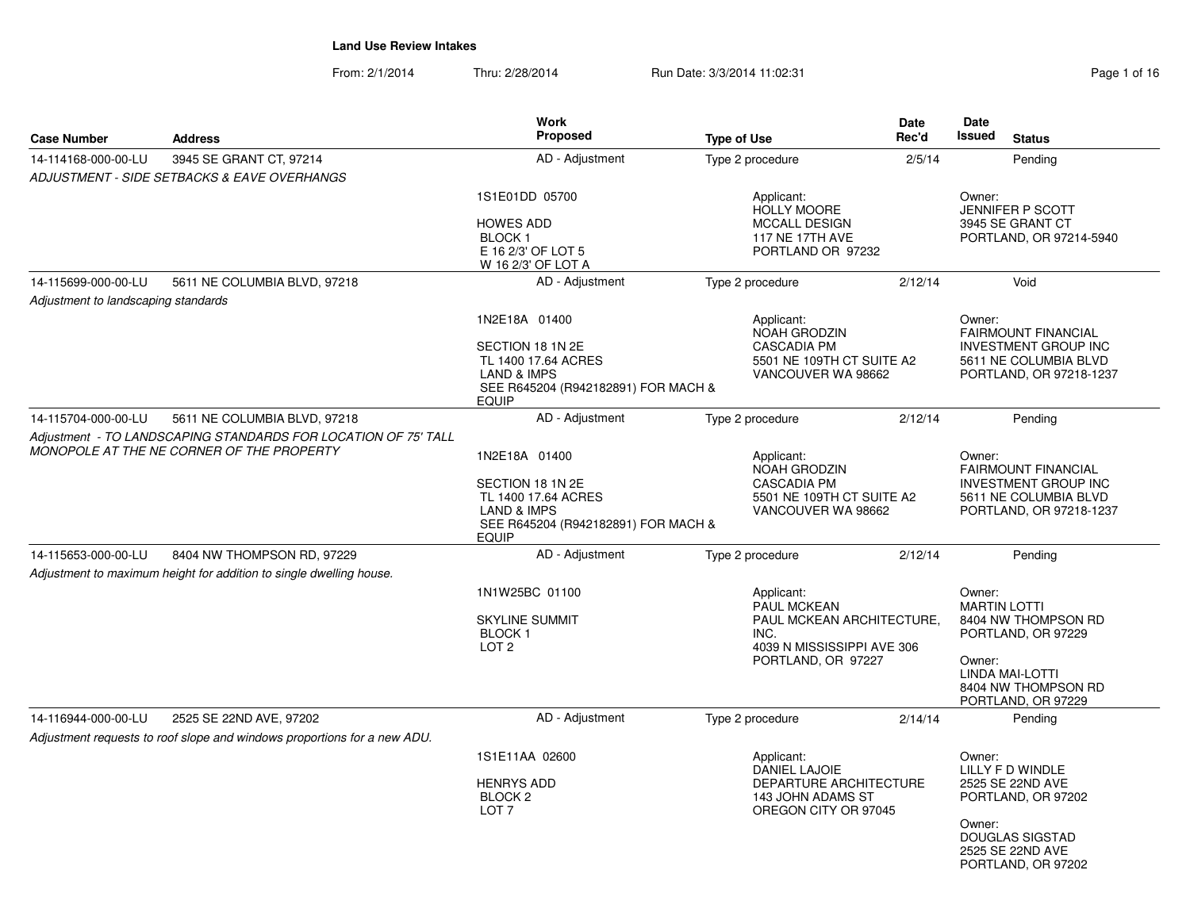# Land Use Review Intakes

From: 2/1/2014 Thru: 2/28/2014 Run Date: 3/3/2014 11:02:31

| Case Number | Address | Work Proposed | Type of Use | Date Rec'd | Date Issued | Status |
|---|---|---|---|---|---|---|
| 14-114168-000-00-LU | 3945 SE GRANT CT, 97214 | AD - Adjustment | Type 2 procedure | 2/5/14 | | Pending |
| *ADJUSTMENT - SIDE SETBACKS & EAVE OVERHANGS* | | 1S1E01DD 05700<br><br>HOWES ADD<br>BLOCK 1<br>E 16 2/3' OF LOT 5<br>W 16 2/3' OF LOT A | Applicant:<br>HOLLY MOORE<br>MCCALL DESIGN<br>117 NE 17TH AVE<br>PORTLAND OR 97232 | | Owner:<br>JENNIFER P SCOTT<br>3945 SE GRANT CT<br>PORTLAND, OR 97214-5940 | |
| 14-115699-000-00-LU | 5611 NE COLUMBIA BLVD, 97218 | AD - Adjustment | Type 2 procedure | 2/12/14 | | Void |
| *Adjustment to landscaping standards* | | 1N2E18A 01400<br><br>SECTION 18 1N 2E<br>TL 1400 17.64 ACRES<br>LAND & IMPS<br>SEE R645204 (R942182891) FOR MACH & EQUIP | Applicant:<br>NOAH GRODZIN<br>CASCADIA PM<br>5501 NE 109TH CT SUITE A2<br>VANCOUVER WA 98662 | | Owner:<br>FAIRMOUNT FINANCIAL INVESTMENT GROUP INC<br>5611 NE COLUMBIA BLVD<br>PORTLAND, OR 97218-1237 | |
| 14-115704-000-00-LU | 5611 NE COLUMBIA BLVD, 97218 | AD - Adjustment | Type 2 procedure | 2/12/14 | | Pending |
| *Adjustment - TO LANDSCAPING STANDARDS FOR LOCATION OF 75' TALL MONOPOLE AT THE NE CORNER OF THE PROPERTY* | | 1N2E18A 01400<br><br>SECTION 18 1N 2E<br>TL 1400 17.64 ACRES<br>LAND & IMPS<br>SEE R645204 (R942182891) FOR MACH & EQUIP | Applicant:<br>NOAH GRODZIN<br>CASCADIA PM<br>5501 NE 109TH CT SUITE A2<br>VANCOUVER WA 98662 | | Owner:<br>FAIRMOUNT FINANCIAL INVESTMENT GROUP INC<br>5611 NE COLUMBIA BLVD<br>PORTLAND, OR 97218-1237 | |
| 14-115653-000-00-LU | 8404 NW THOMPSON RD, 97229 | AD - Adjustment | Type 2 procedure | 2/12/14 | | Pending |
| *Adjustment to maximum height for addition to single dwelling house.* | | 1N1W25BC 01100<br><br>SKYLINE SUMMIT<br>BLOCK 1<br>LOT 2 | Applicant:<br>PAUL MCKEAN<br>PAUL MCKEAN ARCHITECTURE, INC.<br>4039 N MISSISSIPPI AVE 306<br>PORTLAND, OR 97227 | | Owner:<br>MARTIN LOTTI<br>8404 NW THOMPSON RD<br>PORTLAND, OR 97229<br><br>Owner:<br>LINDA MAI-LOTTI<br>8404 NW THOMPSON RD<br>PORTLAND, OR 97229 | |
| 14-116944-000-00-LU | 2525 SE 22ND AVE, 97202 | AD - Adjustment | Type 2 procedure | 2/14/14 | | Pending |
| *Adjustment requests to roof slope and windows proportions for a new ADU.* | | 1S1E11AA 02600<br><br>HENRYS ADD<br>BLOCK 2<br>LOT 7 | Applicant:<br>DANIEL LAJOIE<br>DEPARTURE ARCHITECTURE<br>143 JOHN ADAMS ST<br>OREGON CITY OR 97045 | | Owner:<br>LILLY F D WINDLE<br>2525 SE 22ND AVE<br>PORTLAND, OR 97202<br><br>Owner:<br>DOUGLAS SIGSTAD<br>2525 SE 22ND AVE<br>PORTLAND, OR 97202 | |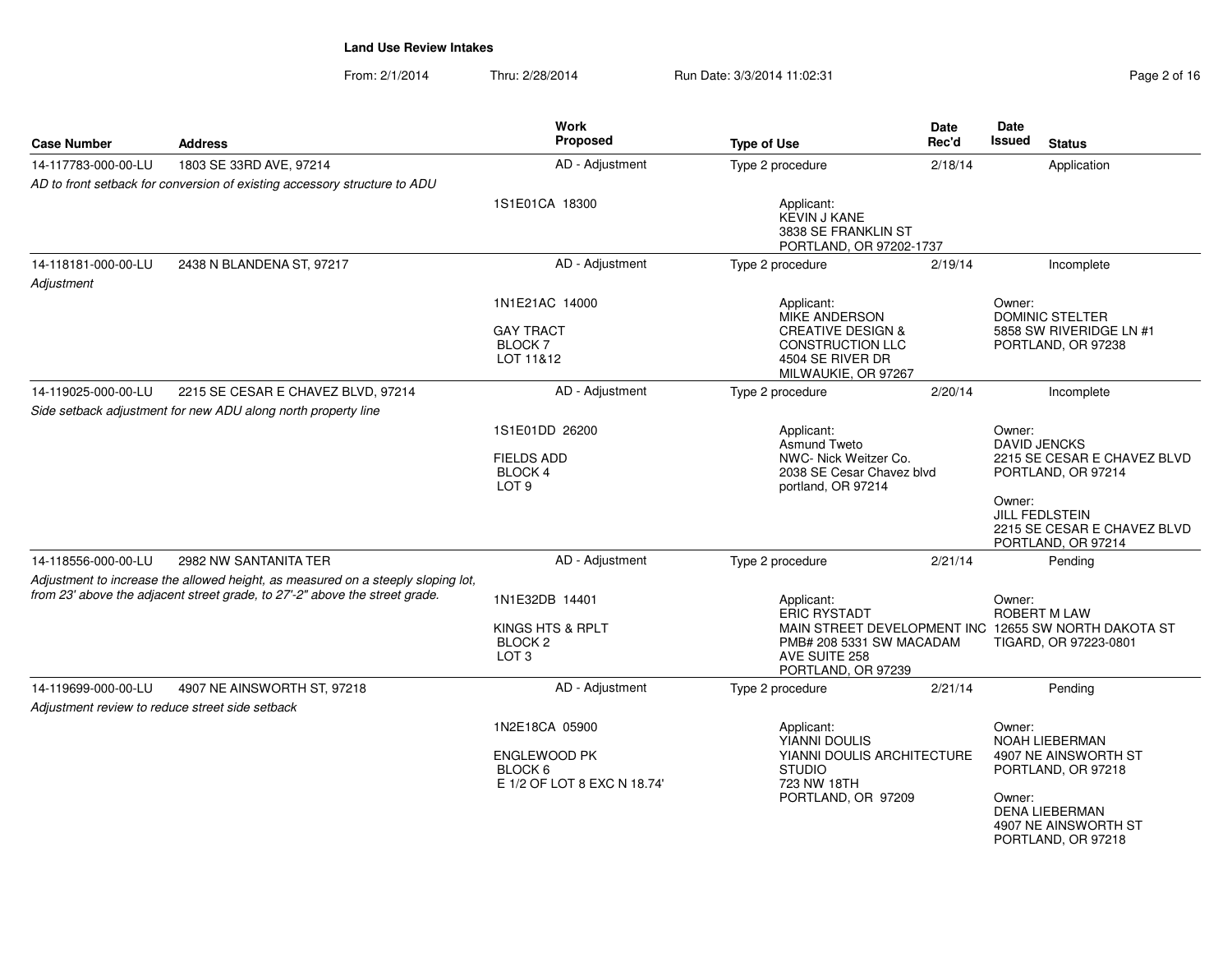**Land Use Review Intakes**

From: 2/1/2014 Thru: 2/28/2014 Run Date: 3/3/2014 11:02:31

| Case Number | Address | Work Proposed | Type of Use | Date Rec'd | Date Issued | Status |
|---|---|---|---|---|---|---|
| 14-117783-000-00-LU | 1803 SE 33RD AVE, 97214 | AD - Adjustment | Type 2 procedure | 2/18/14 | | Application |
| *AD to front setback for conversion of existing accessory structure to ADU* | | 1S1E01CA 18300 | Applicant: KEVIN J KANE 3838 SE FRANKLIN ST PORTLAND, OR 97202-1737 | | | |
| 14-118181-000-00-LU | 2438 N BLANDENA ST, 97217 | AD - Adjustment | Type 2 procedure | 2/19/14 | | Incomplete |
| *Adjustment* | | 1N1E21AC 14000 GAY TRACT BLOCK 7 LOT 11&12 | Applicant: MIKE ANDERSON CREATIVE DESIGN & CONSTRUCTION LLC 4504 SE RIVER DR MILWAUKIE, OR 97267 | | Owner: DOMINIC STELTER 5858 SW RIVERIDGE LN #1 PORTLAND, OR 97238 | |
| 14-119025-000-00-LU | 2215 SE CESAR E CHAVEZ BLVD, 97214 | AD - Adjustment | Type 2 procedure | 2/20/14 | | Incomplete |
| *Side setback adjustment for new ADU along north property line* | | 1S1E01DD 26200 FIELDS ADD BLOCK 4 LOT 9 | Applicant: Asmund Tweto NWC- Nick Weitzer Co. 2038 SE Cesar Chavez blvd portland, OR 97214 | | Owner: DAVID JENCKS 2215 SE CESAR E CHAVEZ BLVD PORTLAND, OR 97214 Owner: JILL FEDLSTEIN 2215 SE CESAR E CHAVEZ BLVD PORTLAND, OR 97214 | |
| 14-118556-000-00-LU | 2982 NW SANTANITA TER | AD - Adjustment | Type 2 procedure | 2/21/14 | | Pending |
| *Adjustment to increase the allowed height, as measured on a steeply sloping lot, from 23' above the adjacent street grade, to 27'-2" above the street grade.* | | 1N1E32DB 14401 KINGS HTS & RPLT BLOCK 2 LOT 3 | Applicant: ERIC RYSTADT MAIN STREET DEVELOPMENT INC PMB# 208 5331 SW MACADAM AVE SUITE 258 PORTLAND, OR 97239 | | Owner: ROBERT M LAW 12655 SW NORTH DAKOTA ST TIGARD, OR 97223-0801 | |
| 14-119699-000-00-LU | 4907 NE AINSWORTH ST, 97218 | AD - Adjustment | Type 2 procedure | 2/21/14 | | Pending |
| *Adjustment review to reduce street side setback* | | 1N2E18CA 05900 ENGLEWOOD PK BLOCK 6 E 1/2 OF LOT 8 EXC N 18.74' | Applicant: YIANNI DOULIS YIANNI DOULIS ARCHITECTURE STUDIO 723 NW 18TH PORTLAND, OR 97209 | | Owner: NOAH LIEBERMAN 4907 NE AINSWORTH ST PORTLAND, OR 97218 Owner: DENA LIEBERMAN 4907 NE AINSWORTH ST PORTLAND, OR 97218 | |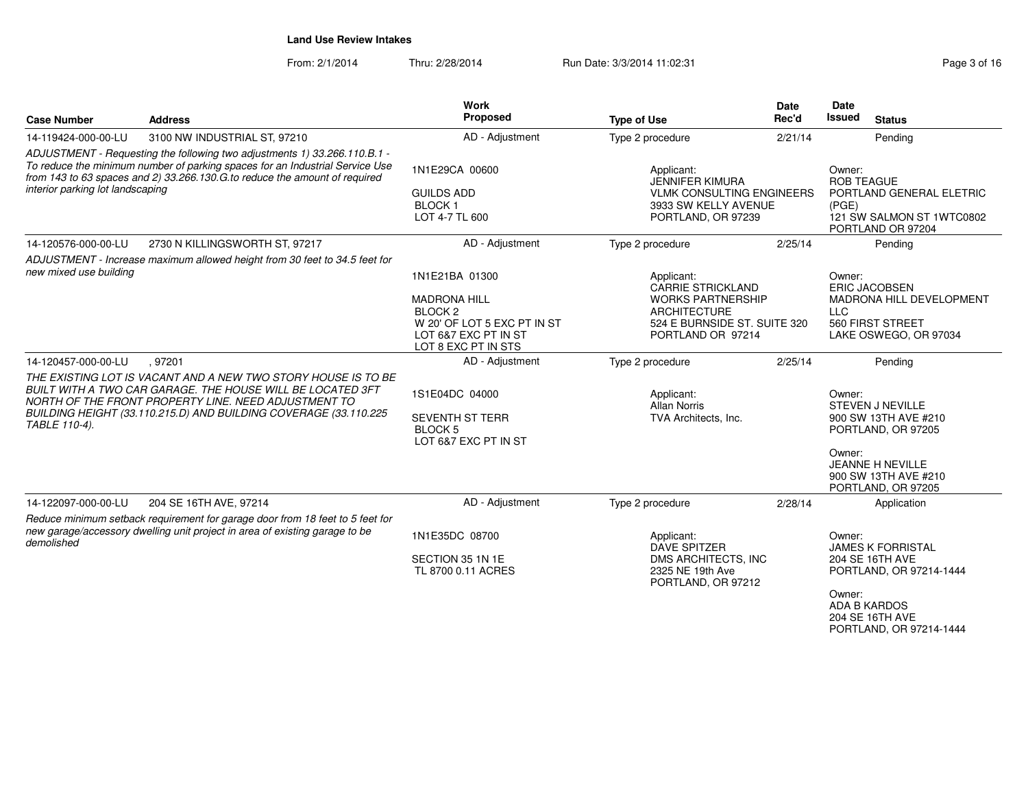# Land Use Review Intakes

From: 2/1/2014 Thru: 2/28/2014 Run Date: 3/3/2014 11:02:31

| Case Number | Address | Work Proposed | Type of Use | Date Rec'd | Date Issued | Status |
|---|---|---|---|---|---|---|
| 14-119424-000-00-LU | 3100 NW INDUSTRIAL ST, 97210 | AD - Adjustment | Type 2 procedure | 2/21/14 | | Pending |
| *ADJUSTMENT - Requesting the following two adjustments 1) 33.266.110.B.1 - To reduce the minimum number of parking spaces for an Industrial Service Use from 143 to 63 spaces and 2) 33.266.130.G.to reduce the amount of required interior parking lot landscaping* | | 1N1E29CA 00600<br><br>GUILDS ADD<br>BLOCK 1<br>LOT 4-7 TL 600 | Applicant:<br>JENNIFER KIMURA<br>VLMK CONSULTING ENGINEERS<br>3933 SW KELLY AVENUE<br>PORTLAND, OR 97239 | | Owner:<br>ROB TEAGUE<br>PORTLAND GENERAL ELETRIC (PGE)<br>121 SW SALMON ST 1WTC0802<br>PORTLAND OR 97204 | |
| 14-120576-000-00-LU | 2730 N KILLINGSWORTH ST, 97217 | AD - Adjustment | Type 2 procedure | 2/25/14 | | Pending |
| *ADJUSTMENT - Increase maximum allowed height from 30 feet to 34.5 feet for new mixed use building* | | 1N1E21BA 01300<br><br>MADRONA HILL<br>BLOCK 2<br>W 20' OF LOT 5 EXC PT IN ST<br>LOT 6&7 EXC PT IN ST<br>LOT 8 EXC PT IN STS | Applicant:<br>CARRIE STRICKLAND<br>WORKS PARTNERSHIP ARCHITECTURE<br>524 E BURNSIDE ST. SUITE 320<br>PORTLAND OR 97214 | | Owner:<br>ERIC JACOBSEN<br>MADRONA HILL DEVELOPMENT LLC<br>560 FIRST STREET<br>LAKE OSWEGO, OR 97034 | |
| 14-120457-000-00-LU | , 97201 | AD - Adjustment | Type 2 procedure | 2/25/14 | | Pending |
| *THE EXISTING LOT IS VACANT AND A NEW TWO STORY HOUSE IS TO BE BUILT WITH A TWO CAR GARAGE. THE HOUSE WILL BE LOCATED 3FT NORTH OF THE FRONT PROPERTY LINE. NEED ADJUSTMENT TO BUILDING HEIGHT (33.110.215.D) AND BUILDING COVERAGE (33.110.225 TABLE 110-4).* | | 1S1E04DC 04000<br><br>SEVENTH ST TERR<br>BLOCK 5<br>LOT 6&7 EXC PT IN ST | Applicant:<br>Allan Norris<br>TVA Architects, Inc. | | Owner:<br>STEVEN J NEVILLE<br>900 SW 13TH AVE #210<br>PORTLAND, OR 97205<br><br>Owner:<br>JEANNE H NEVILLE<br>900 SW 13TH AVE #210<br>PORTLAND, OR 97205 | |
| 14-122097-000-00-LU | 204 SE 16TH AVE, 97214 | AD - Adjustment | Type 2 procedure | 2/28/14 | | Application |
| *Reduce minimum setback requirement for garage door from 18 feet to 5 feet for new garage/accessory dwelling unit project in area of existing garage to be demolished* | | 1N1E35DC 08700<br><br>SECTION 35 1N 1E<br>TL 8700 0.11 ACRES | Applicant:<br>DAVE SPITZER<br>DMS ARCHITECTS, INC<br>2325 NE 19th Ave<br>PORTLAND, OR 97212 | | Owner:<br>JAMES K FORRISTAL<br>204 SE 16TH AVE<br>PORTLAND, OR 97214-1444<br><br>Owner:<br>ADA B KARDOS<br>204 SE 16TH AVE<br>PORTLAND, OR 97214-1444 | |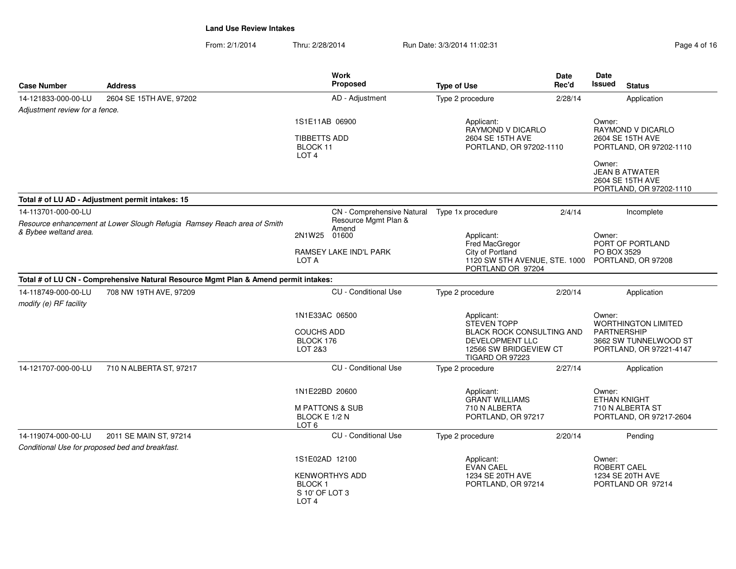## Land Use Review Intakes

From: 2/1/2014 Thru: 2/28/2014 Run Date: 3/3/2014 11:02:31

| Case Number | Address | Work Proposed | Type of Use | Date Rec'd | Date Issued | Status |
|---|---|---|---|---|---|---|
| 14-121833-000-00-LU | 2604 SE 15TH AVE, 97202 | AD - Adjustment | Type 2 procedure | 2/28/14 | | Application |

*Adjustment review for a fence.*

1S1E11AB 06900
TIBBETTS ADD
BLOCK 11
LOT 4

Applicant:
RAYMOND V DICARLO
2604 SE 15TH AVE
PORTLAND, OR 97202-1110

Owner:
RAYMOND V DICARLO
2604 SE 15TH AVE
PORTLAND, OR 97202-1110

Owner:
JEAN B ATWATER
2604 SE 15TH AVE
PORTLAND, OR 97202-1110

**Total # of LU AD - Adjustment permit intakes: 15**

| Case Number | Address | Work Proposed | Type of Use | Date Rec'd | Date Issued | Status |
|---|---|---|---|---|---|---|
| 14-113701-000-00-LU | | CN - Comprehensive Natural Resource Mgmt Plan & Amend | Type 1x procedure | 2/4/14 | | Incomplete |

*Resource enhancement at Lower Slough Refugia Ramsey Reach area of Smith & Bybee weltand area.*

2N1W25 01600
RAMSEY LAKE IND'L PARK
LOT A

Applicant:
Fred MacGregor
City of Portland
1120 SW 5TH AVENUE, STE. 1000
PORTLAND OR 97204

Owner:
PORT OF PORTLAND
PO BOX 3529
PORTLAND, OR 97208

**Total # of LU CN - Comprehensive Natural Resource Mgmt Plan & Amend permit intakes:**

| Case Number | Address | Work Proposed | Type of Use | Date Rec'd | Date Issued | Status |
|---|---|---|---|---|---|---|
| 14-118749-000-00-LU | 708 NW 19TH AVE, 97209 | CU - Conditional Use | Type 2 procedure | 2/20/14 | | Application |

*modify (e) RF facility*

1N1E33AC 06500
COUCHS ADD
BLOCK 176
LOT 2&3

Applicant:
STEVEN TOPP
BLACK ROCK CONSULTING AND DEVELOPMENT LLC
12566 SW BRIDGEVIEW CT
TIGARD OR 97223

Owner:
WORTHINGTON LIMITED PARTNERSHIP
3662 SW TUNNELWOOD ST
PORTLAND, OR 97221-4147

| Case Number | Address | Work Proposed | Type of Use | Date Rec'd | Date Issued | Status |
|---|---|---|---|---|---|---|
| 14-121707-000-00-LU | 710 N ALBERTA ST, 97217 | CU - Conditional Use | Type 2 procedure | 2/27/14 | | Application |

1N1E22BD 20600
M PATTONS & SUB
BLOCK E 1/2 N
LOT 6

Applicant:
GRANT WILLIAMS
710 N ALBERTA
PORTLAND, OR 97217

Owner:
ETHAN KNIGHT
710 N ALBERTA ST
PORTLAND, OR 97217-2604

| Case Number | Address | Work Proposed | Type of Use | Date Rec'd | Date Issued | Status |
|---|---|---|---|---|---|---|
| 14-119074-000-00-LU | 2011 SE MAIN ST, 97214 | CU - Conditional Use | Type 2 procedure | 2/20/14 | | Pending |

*Conditional Use for proposed bed and breakfast.*

1S1E02AD 12100
KENWORTHYS ADD
BLOCK 1
S 10' OF LOT 3
LOT 4

Applicant:
EVAN CAEL
1234 SE 20TH AVE
PORTLAND, OR 97214

Owner:
ROBERT CAEL
1234 SE 20TH AVE
PORTLAND OR 97214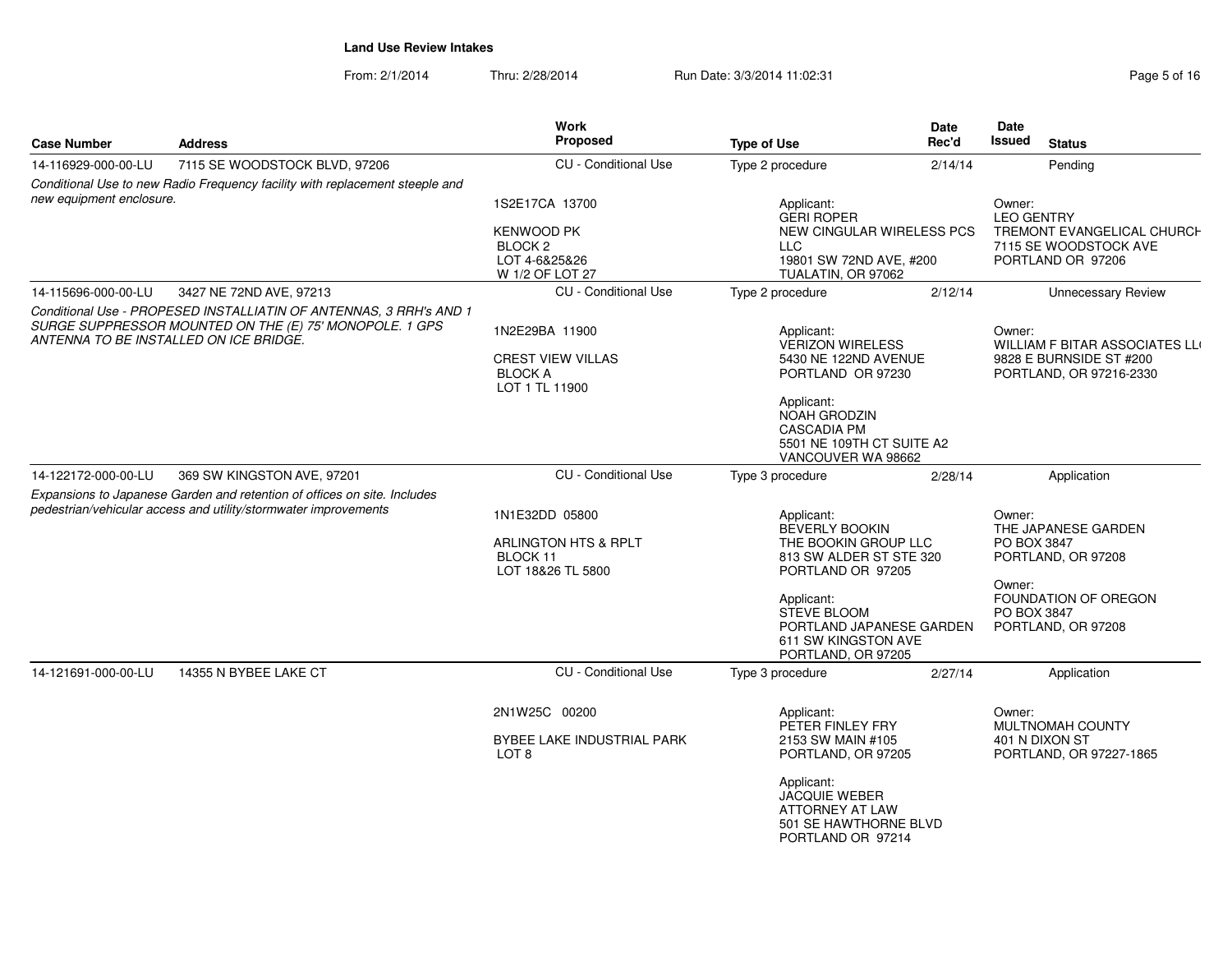**Land Use Review Intakes**

From: 2/1/2014 Thru: 2/28/2014 Run Date: 3/3/2014 11:02:31

| Case Number | Address | Work Proposed | Type of Use | Date Rec'd | Date Issued | Status |
|---|---|---|---|---|---|---|
| 14-116929-000-00-LU | 7115 SE WOODSTOCK BLVD, 97206 | CU - Conditional Use | Type 2 procedure | 2/14/14 | | Pending |
| *Conditional Use to new Radio Frequency facility with replacement steeple and new equipment enclosure.* | | 1S2E17CA 13700<br><br>KENWOOD PK<br>BLOCK 2<br>LOT 4-6&25&26<br>W 1/2 OF LOT 27 | Applicant:<br>GERI ROPER<br>NEW CINGULAR WIRELESS PCS LLC<br>19801 SW 72ND AVE, #200<br>TUALATIN, OR 97062 | | Owner:<br>LEO GENTRY<br>TREMONT EVANGELICAL CHURCH<br>7115 SE WOODSTOCK AVE<br>PORTLAND OR 97206 | |
| 14-115696-000-00-LU | 3427 NE 72ND AVE, 97213 | CU - Conditional Use | Type 2 procedure | 2/12/14 | | Unnecessary Review |
| *Conditional Use - PROPESED INSTALLIATIN OF ANTENNAS, 3 RRH's AND 1 SURGE SUPPRESSOR MOUNTED ON THE (E) 75' MONOPOLE. 1 GPS ANTENNA TO BE INSTALLED ON ICE BRIDGE.* | | 1N2E29BA 11900<br><br>CREST VIEW VILLAS<br>BLOCK A<br>LOT 1 TL 11900 | Applicant:<br>VERIZON WIRELESS<br>5430 NE 122ND AVENUE<br>PORTLAND OR 97230<br><br>Applicant:<br>NOAH GRODZIN<br>CASCADIA PM<br>5501 NE 109TH CT SUITE A2<br>VANCOUVER WA 98662 | | Owner:<br>WILLIAM F BITAR ASSOCIATES LL(<br>9828 E BURNSIDE ST #200<br>PORTLAND, OR 97216-2330 | |
| 14-122172-000-00-LU | 369 SW KINGSTON AVE, 97201 | CU - Conditional Use | Type 3 procedure | 2/28/14 | | Application |
| *Expansions to Japanese Garden and retention of offices on site. Includes pedestrian/vehicular access and utility/stormwater improvements* | | 1N1E32DD 05800<br><br>ARLINGTON HTS & RPLT<br>BLOCK 11<br>LOT 18&26 TL 5800 | Applicant:<br>BEVERLY BOOKIN<br>THE BOOKIN GROUP LLC<br>813 SW ALDER ST STE 320<br>PORTLAND OR 97205<br><br>Applicant:<br>STEVE BLOOM<br>PORTLAND JAPANESE GARDEN<br>611 SW KINGSTON AVE<br>PORTLAND, OR 97205 | | Owner:<br>THE JAPANESE GARDEN<br>PO BOX 3847<br>PORTLAND, OR 97208<br><br>Owner:<br>FOUNDATION OF OREGON<br>PO BOX 3847<br>PORTLAND, OR 97208 | |
| 14-121691-000-00-LU | 14355 N BYBEE LAKE CT | CU - Conditional Use | Type 3 procedure | 2/27/14 | | Application |
| | | 2N1W25C 00200<br><br>BYBEE LAKE INDUSTRIAL PARK<br>LOT 8 | Applicant:<br>PETER FINLEY FRY<br>2153 SW MAIN #105<br>PORTLAND, OR 97205<br><br>Applicant:<br>JACQUIE WEBER<br>ATTORNEY AT LAW<br>501 SE HAWTHORNE BLVD<br>PORTLAND OR 97214 | | Owner:<br>MULTNOMAH COUNTY<br>401 N DIXON ST<br>PORTLAND, OR 97227-1865 | |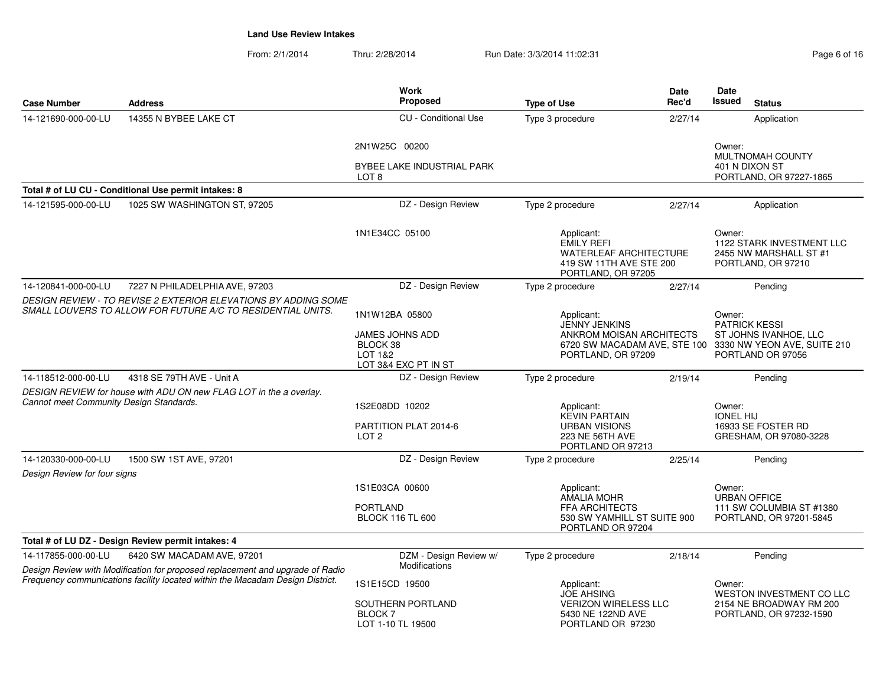**Land Use Review Intakes**

From: 2/1/2014 Thru: 2/28/2014 Run Date: 3/3/2014 11:02:31

| Case Number | Address | Work Proposed | Type of Use | Date Rec'd | Date Issued | Status |
|---|---|---|---|---|---|---|
| 14-121690-000-00-LU | 14355 N BYBEE LAKE CT | CU - Conditional Use | Type 3 procedure | 2/27/14 | | Application |
| | | 2N1W25C 00200<br>BYBEE LAKE INDUSTRIAL PARK<br>LOT 8 | | | Owner:<br>MULTNOMAH COUNTY<br>401 N DIXON ST<br>PORTLAND, OR 97227-1865 | |
| **Total # of LU CU - Conditional Use permit intakes: 8** | | | | | | |
| 14-121595-000-00-LU | 1025 SW WASHINGTON ST, 97205 | DZ - Design Review | Type 2 procedure | 2/27/14 | | Application |
| | | 1N1E34CC 05100 | Applicant:<br>EMILY REFI<br>WATERLEAF ARCHITECTURE<br>419 SW 11TH AVE STE 200<br>PORTLAND, OR 97205 | | Owner:<br>1122 STARK INVESTMENT LLC<br>2455 NW MARSHALL ST #1<br>PORTLAND, OR 97210 | |
| 14-120841-000-00-LU | 7227 N PHILADELPHIA AVE, 97203 | DZ - Design Review | Type 2 procedure | 2/27/14 | | Pending |
| *DESIGN REVIEW - TO REVISE 2 EXTERIOR ELEVATIONS BY ADDING SOME SMALL LOUVERS TO ALLOW FOR FUTURE A/C TO RESIDENTIAL UNITS.* | | 1N1W12BA 05800<br>JAMES JOHNS ADD<br>BLOCK 38<br>LOT 1&2<br>LOT 3&4 EXC PT IN ST | Applicant:<br>JENNY JENKINS<br>ANKROM MOISAN ARCHITECTS<br>6720 SW MACADAM AVE, STE 100<br>PORTLAND, OR 97209 | | Owner:<br>PATRICK KESSI<br>ST JOHNS IVANHOE, LLC<br>3330 NW YEON AVE, SUITE 210<br>PORTLAND OR 97056 | |
| 14-118512-000-00-LU | 4318 SE 79TH AVE - Unit A | DZ - Design Review | Type 2 procedure | 2/19/14 | | Pending |
| *DESIGN REVIEW for house with ADU ON new FLAG LOT in the a overlay. Cannot meet Community Design Standards.* | | 1S2E08DD 10202<br>PARTITION PLAT 2014-6<br>LOT 2 | Applicant:<br>KEVIN PARTAIN<br>URBAN VISIONS<br>223 NE 56TH AVE<br>PORTLAND OR 97213 | | Owner:<br>IONEL HIJ<br>16933 SE FOSTER RD<br>GRESHAM, OR 97080-3228 | |
| 14-120330-000-00-LU | 1500 SW 1ST AVE, 97201 | DZ - Design Review | Type 2 procedure | 2/25/14 | | Pending |
| *Design Review for four signs* | | 1S1E03CA 00600<br>PORTLAND<br>BLOCK 116 TL 600 | Applicant:<br>AMALIA MOHR<br>FFA ARCHITECTS<br>530 SW YAMHILL ST SUITE 900<br>PORTLAND OR 97204 | | Owner:<br>URBAN OFFICE<br>111 SW COLUMBIA ST #1380<br>PORTLAND, OR 97201-5845 | |
| **Total # of LU DZ - Design Review permit intakes: 4** | | | | | | |
| 14-117855-000-00-LU | 6420 SW MACADAM AVE, 97201 | DZM - Design Review w/ Modifications | Type 2 procedure | 2/18/14 | | Pending |
| *Design Review with Modification for proposed replacement and upgrade of Radio Frequency communications facility located within the Macadam Design District.* | | 1S1E15CD 19500<br>SOUTHERN PORTLAND<br>BLOCK 7<br>LOT 1-10 TL 19500 | Applicant:<br>JOE AHSING<br>VERIZON WIRELESS LLC<br>5430 NE 122ND AVE<br>PORTLAND OR 97230 | | Owner:<br>WESTON INVESTMENT CO LLC<br>2154 NE BROADWAY RM 200<br>PORTLAND, OR 97232-1590 | |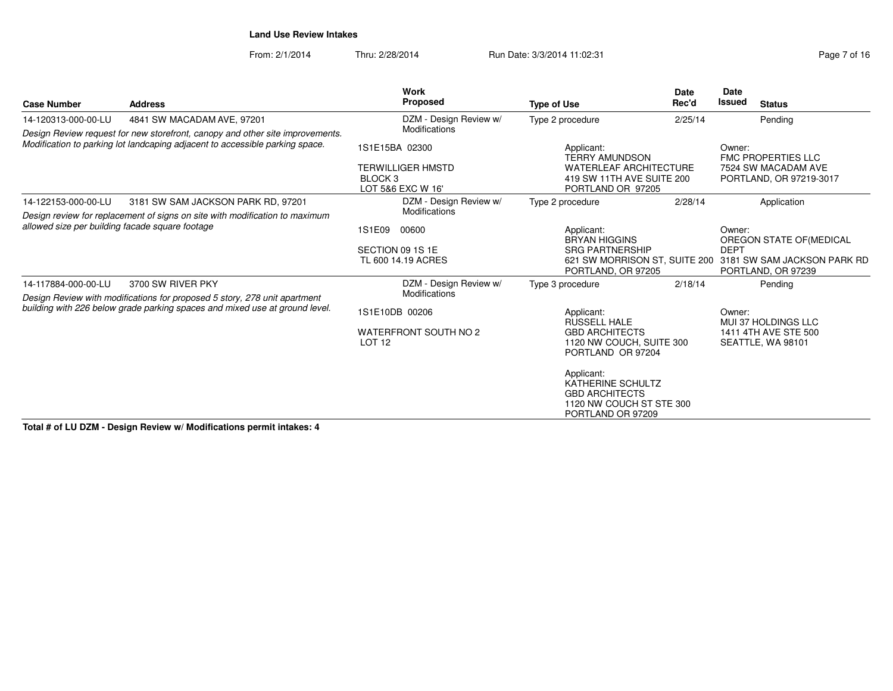**Land Use Review Intakes**

From: 2/1/2014 Thru: 2/28/2014 Run Date: 3/3/2014 11:02:31

| Case Number | Address | Work Proposed | Type of Use | Date Rec'd | Date Issued | Status |
|---|---|---|---|---|---|---|
| 14-120313-000-00-LU | 4841 SW MACADAM AVE, 97201 | DZM - Design Review w/ Modifications | Type 2 procedure | 2/25/14 | | Pending |
| *Design Review request for new storefront, canopy and other site improvements. Modification to parking lot landcaping adjacent to accessible parking space.* | | 1S1E15BA 02300<br><br>TERWILLIGER HMSTD<br>BLOCK 3<br>LOT 5&6 EXC W 16' | Applicant:<br>TERRY AMUNDSON<br>WATERLEAF ARCHITECTURE<br>419 SW 11TH AVE SUITE 200<br>PORTLAND OR 97205 | | Owner:<br>FMC PROPERTIES LLC<br>7524 SW MACADAM AVE<br>PORTLAND, OR 97219-3017 | |
| 14-122153-000-00-LU | 3181 SW SAM JACKSON PARK RD, 97201 | DZM - Design Review w/ Modifications | Type 2 procedure | 2/28/14 | | Application |
| *Design review for replacement of signs on site with modification to maximum allowed size per building facade square footage* | | 1S1E09 00600<br><br>SECTION 09 1S 1E<br>TL 600 14.19 ACRES | Applicant:<br>BRYAN HIGGINS<br>SRG PARTNERSHIP<br>621 SW MORRISON ST, SUITE 200<br>PORTLAND, OR 97205 | | Owner:<br>OREGON STATE OF(MEDICAL DEPT<br>3181 SW SAM JACKSON PARK RD<br>PORTLAND, OR 97239 | |
| 14-117884-000-00-LU | 3700 SW RIVER PKY | DZM - Design Review w/ Modifications | Type 3 procedure | 2/18/14 | | Pending |
| *Design Review with modifications for proposed 5 story, 278 unit apartment building with 226 below grade parking spaces and mixed use at ground level.* | | 1S1E10DB 00206<br><br>WATERFRONT SOUTH NO 2<br>LOT 12 | Applicant:<br>RUSSELL HALE<br>GBD ARCHITECTS<br>1120 NW COUCH, SUITE 300<br>PORTLAND OR 97204<br><br>Applicant:<br>KATHERINE SCHULTZ<br>GBD ARCHITECTS<br>1120 NW COUCH ST STE 300<br>PORTLAND OR 97209 | | Owner:<br>MUI 37 HOLDINGS LLC<br>1411 4TH AVE STE 500<br>SEATTLE, WA 98101 | |

**Total # of LU DZM - Design Review w/ Modifications permit intakes: 4**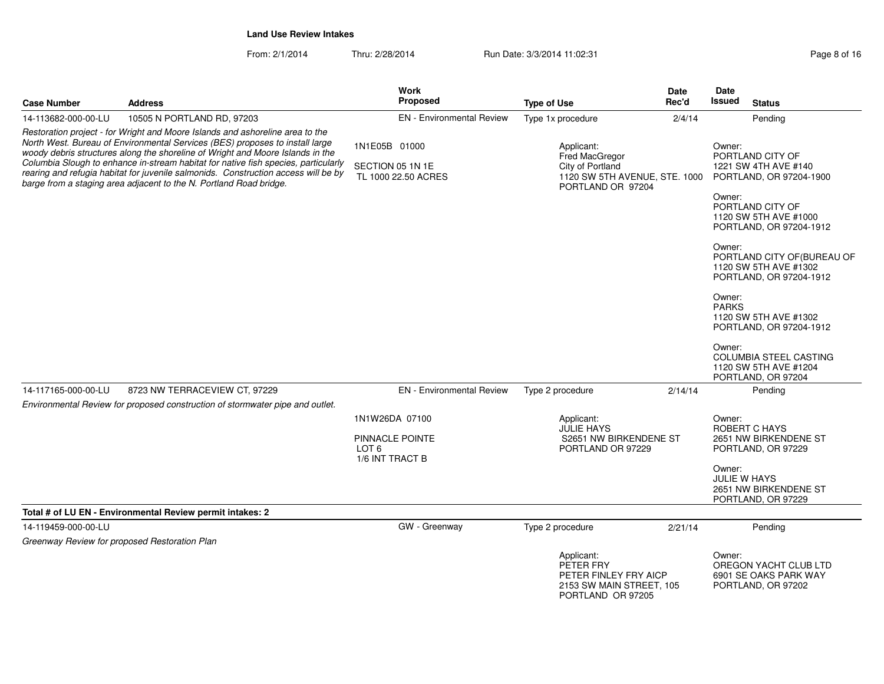**Land Use Review Intakes**

From: 2/1/2014 Thru: 2/28/2014 Run Date: 3/3/2014 11:02:31

| Case Number | Address | Work Proposed | Type of Use | Date Rec'd | Date Issued | Status |
|---|---|---|---|---|---|---|
| 14-113682-000-00-LU | 10505 N PORTLAND RD, 97203 | EN - Environmental Review | Type 1x procedure | 2/4/14 | | Pending |

*Restoration project - for Wright and Moore Islands and ashoreline area to the North West. Bureau of Environmental Services (BES) proposes to install large woody debris structures along the shoreline of Wright and Moore Islands in the Columbia Slough to enhance in-stream habitat for native fish species, particularly rearing and refugia habitat for juvenile salmonids. Construction access will be by barge from a staging area adjacent to the N. Portland Road bridge.*

1N1E05B 01000

SECTION 05 1N 1E
TL 1000 22.50 ACRES

Applicant:
Fred MacGregor
City of Portland
1120 SW 5TH AVENUE, STE. 1000
PORTLAND OR 97204

Owner:
PORTLAND CITY OF
1221 SW 4TH AVE #140
PORTLAND, OR 97204-1900

Owner:
PORTLAND CITY OF
1120 SW 5TH AVE #1000
PORTLAND, OR 97204-1912

Owner:
PORTLAND CITY OF(BUREAU OF
1120 SW 5TH AVE #1302
PORTLAND, OR 97204-1912

Owner:
PARKS
1120 SW 5TH AVE #1302
PORTLAND, OR 97204-1912

Owner:
COLUMBIA STEEL CASTING
1120 SW 5TH AVE #1204
PORTLAND, OR 97204

| Case Number | Address | Work Proposed | Type of Use | Date Rec'd | Date Issued | Status |
|---|---|---|---|---|---|---|
| 14-117165-000-00-LU | 8723 NW TERRACEVIEW CT, 97229 | EN - Environmental Review | Type 2 procedure | 2/14/14 | | Pending |

*Environmental Review for proposed construction of stormwater pipe and outlet.*

1N1W26DA 07100

PINNACLE POINTE
LOT 6
1/6 INT TRACT B

Applicant:
JULIE HAYS
S2651 NW BIRKENDENE ST
PORTLAND OR 97229

Owner:
ROBERT C HAYS
2651 NW BIRKENDENE ST
PORTLAND, OR 97229

Owner:
JULIE W HAYS
2651 NW BIRKENDENE ST
PORTLAND, OR 97229

**Total # of LU EN - Environmental Review permit intakes: 2**

| Case Number | Address | Work Proposed | Type of Use | Date Rec'd | Date Issued | Status |
|---|---|---|---|---|---|---|
| 14-119459-000-00-LU | | GW - Greenway | Type 2 procedure | 2/21/14 | | Pending |

*Greenway Review for proposed Restoration Plan*

Applicant:
PETER FRY
PETER FINLEY FRY AICP
2153 SW MAIN STREET, 105
PORTLAND OR 97205

Owner:
OREGON YACHT CLUB LTD
6901 SE OAKS PARK WAY
PORTLAND, OR 97202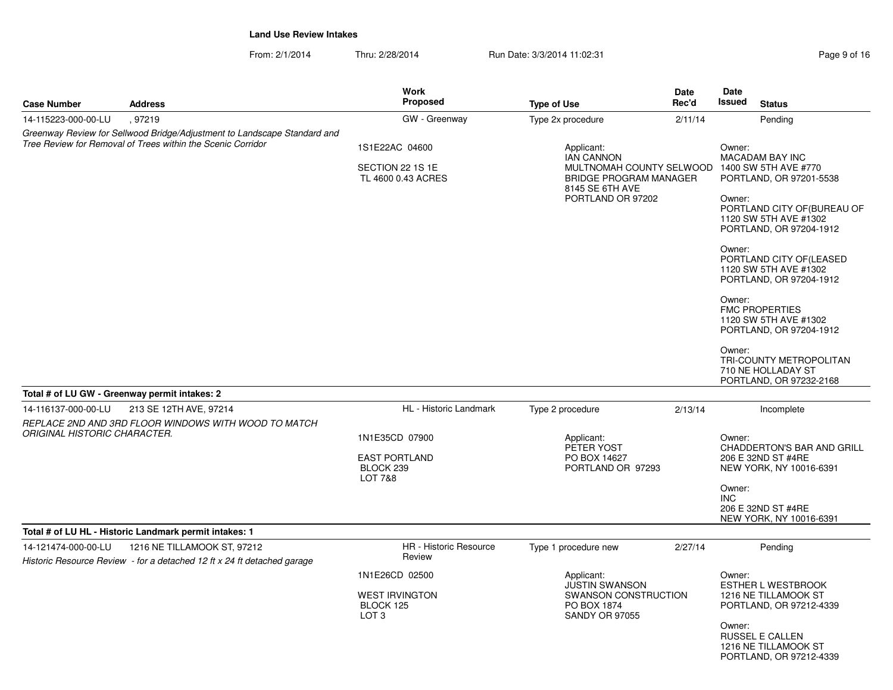## Land Use Review Intakes

From: 2/1/2014 Thru: 2/28/2014 Run Date: 3/3/2014 11:02:31

| Case Number | Address | Work Proposed | Type of Use | Date Rec'd | Date Issued | Status |
|---|---|---|---|---|---|---|
| 14-115223-000-00-LU | , 97219 | GW - Greenway | Type 2x procedure | 2/11/14 | | Pending |

*Greenway Review for Sellwood Bridge/Adjustment to Landscape Standard and Tree Review for Removal of Trees within the Scenic Corridor*

1S1E22AC 04600

SECTION 22 1S 1E
TL 4600 0.43 ACRES

Applicant:
IAN CANNON
MULTNOMAH COUNTY SELWOOD BRIDGE PROGRAM MANAGER
8145 SE 6TH AVE
PORTLAND OR 97202

Owner:
MACADAM BAY INC
1400 SW 5TH AVE #770
PORTLAND, OR 97201-5538

Owner:
PORTLAND CITY OF(BUREAU OF
1120 SW 5TH AVE #1302
PORTLAND, OR 97204-1912

Owner:
PORTLAND CITY OF(LEASED
1120 SW 5TH AVE #1302
PORTLAND, OR 97204-1912

Owner:
FMC PROPERTIES
1120 SW 5TH AVE #1302
PORTLAND, OR 97204-1912

Owner:
TRI-COUNTY METROPOLITAN
710 NE HOLLADAY ST
PORTLAND, OR 97232-2168

**Total # of LU GW - Greenway permit intakes: 2**

| Case Number | Address | Work Proposed | Type of Use | Date Rec'd | Date Issued | Status |
|---|---|---|---|---|---|---|
| 14-116137-000-00-LU | 213 SE 12TH AVE, 97214 | HL - Historic Landmark | Type 2 procedure | 2/13/14 | | Incomplete |

*REPLACE 2ND AND 3RD FLOOR WINDOWS WITH WOOD TO MATCH ORIGINAL HISTORIC CHARACTER.*

1N1E35CD 07900

EAST PORTLAND
BLOCK 239
LOT 7&8

Applicant:
PETER YOST
PO BOX 14627
PORTLAND OR 97293

Owner:
CHADDERTON'S BAR AND GRILL
206 E 32ND ST #4RE
NEW YORK, NY 10016-6391

Owner:
INC
206 E 32ND ST #4RE
NEW YORK, NY 10016-6391

**Total # of LU HL - Historic Landmark permit intakes: 1**

| Case Number | Address | Work Proposed | Type of Use | Date Rec'd | Date Issued | Status |
|---|---|---|---|---|---|---|
| 14-121474-000-00-LU | 1216 NE TILLAMOOK ST, 97212 | HR - Historic Resource Review | Type 1 procedure new | 2/27/14 | | Pending |

*Historic Resource Review - for a detached 12 ft x 24 ft detached garage*

1N1E26CD 02500

WEST IRVINGTON
BLOCK 125
LOT 3

Applicant:
JUSTIN SWANSON
SWANSON CONSTRUCTION
PO BOX 1874
SANDY OR 97055

Owner:
ESTHER L WESTBROOK
1216 NE TILLAMOOK ST
PORTLAND, OR 97212-4339

Owner:
RUSSEL E CALLEN
1216 NE TILLAMOOK ST
PORTLAND, OR 97212-4339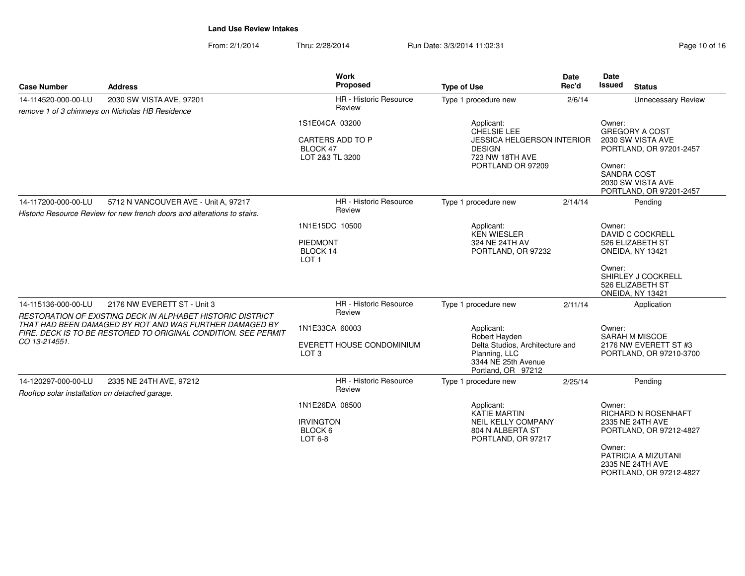**Land Use Review Intakes**

From: 2/1/2014 Thru: 2/28/2014 Run Date: 3/3/2014 11:02:31

| Case Number | Address | Work Proposed | Type of Use | Date Rec'd | Date Issued | Status |
|---|---|---|---|---|---|---|
| 14-114520-000-00-LU | 2030 SW VISTA AVE, 97201 | HR - Historic Resource Review | Type 1 procedure new | 2/6/14 | | Unnecessary Review |
| *remove 1 of 3 chimneys on Nicholas HB Residence* | | 1S1E04CA 03200<br><br>CARTERS ADD TO P<br>BLOCK 47<br>LOT 2&3 TL 3200 | Applicant:<br>CHELSIE LEE<br>JESSICA HELGERSON INTERIOR DESIGN<br>723 NW 18TH AVE<br>PORTLAND OR 97209 | | Owner:<br>GREGORY A COST<br>2030 SW VISTA AVE<br>PORTLAND, OR 97201-2457<br><br>Owner:<br>SANDRA COST<br>2030 SW VISTA AVE<br>PORTLAND, OR 97201-2457 | |
| 14-117200-000-00-LU | 5712 N VANCOUVER AVE - Unit A, 97217 | HR - Historic Resource Review | Type 1 procedure new | 2/14/14 | | Pending |
| *Historic Resource Review for new french doors and alterations to stairs.* | | 1N1E15DC 10500<br><br>PIEDMONT<br>BLOCK 14<br>LOT 1 | Applicant:<br>KEN WIESLER<br>324 NE 24TH AV<br>PORTLAND, OR 97232 | | Owner:<br>DAVID C COCKRELL<br>526 ELIZABETH ST<br>ONEIDA, NY 13421<br><br>Owner:<br>SHIRLEY J COCKRELL<br>526 ELIZABETH ST<br>ONEIDA, NY 13421 | |
| 14-115136-000-00-LU | 2176 NW EVERETT ST - Unit 3 | HR - Historic Resource Review | Type 1 procedure new | 2/11/14 | | Application |
| *RESTORATION OF EXISTING DECK IN ALPHABET HISTORIC DISTRICT THAT HAD BEEN DAMAGED BY ROT AND WAS FURTHER DAMAGED BY FIRE. DECK IS TO BE RESTORED TO ORIGINAL CONDITION. SEE PERMIT CO 13-214551.* | | 1N1E33CA 60003<br><br>EVERETT HOUSE CONDOMINIUM<br>LOT 3 | Applicant:<br>Robert Hayden<br>Delta Studios, Architecture and Planning, LLC<br>3344 NE 25th Avenue<br>Portland, OR 97212 | | Owner:<br>SARAH M MISCOE<br>2176 NW EVERETT ST #3<br>PORTLAND, OR 97210-3700 | |
| 14-120297-000-00-LU | 2335 NE 24TH AVE, 97212 | HR - Historic Resource Review | Type 1 procedure new | 2/25/14 | | Pending |
| *Rooftop solar installation on detached garage.* | | 1N1E26DA 08500<br><br>IRVINGTON<br>BLOCK 6<br>LOT 6-8 | Applicant:<br>KATIE MARTIN<br>NEIL KELLY COMPANY<br>804 N ALBERTA ST<br>PORTLAND, OR 97217 | | Owner:<br>RICHARD N ROSENHAFT<br>2335 NE 24TH AVE<br>PORTLAND, OR 97212-4827<br><br>Owner:<br>PATRICIA A MIZUTANI<br>2335 NE 24TH AVE<br>PORTLAND, OR 97212-4827 | |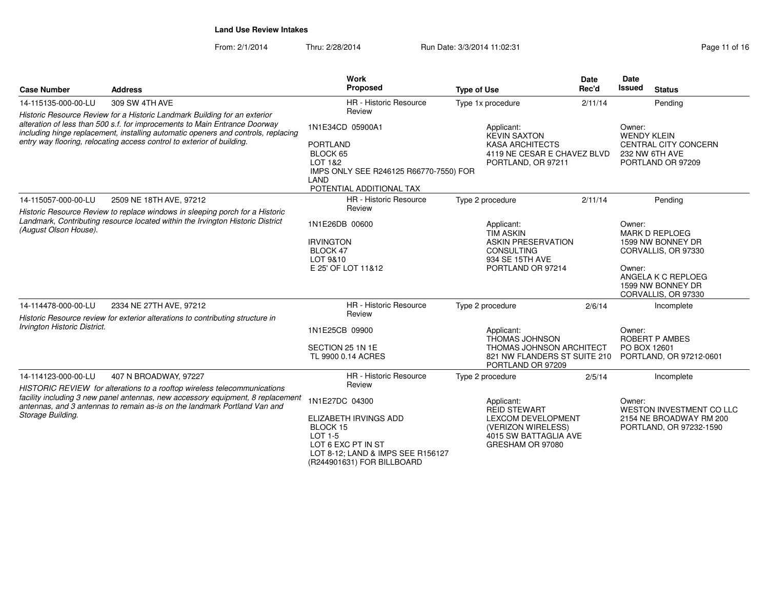**Land Use Review Intakes**

From: 2/1/2014 Thru: 2/28/2014 Run Date: 3/3/2014 11:02:31

| Case Number | Address | Work Proposed | Type of Use | Date Rec'd | Date Issued | Status |
|---|---|---|---|---|---|---|
| 14-115135-000-00-LU | 309 SW 4TH AVE | HR - Historic Resource Review | Type 1x procedure | 2/11/14 | | Pending |
| *Historic Resource Review for a Historic Landmark Building for an exterior alteration of less than 500 s.f. for imprecements to Main Entrance Doorway including hinge replacement, installing automatic openers and controls, replacing entry way flooring, relocating access control to exterior of building.* | | 1N1E34CD 05900A1<br><br>PORTLAND<br>BLOCK 65<br>LOT 1&2<br>IMPS ONLY SEE R246125 R66770-7550) FOR LAND<br>POTENTIAL ADDITIONAL TAX | Applicant:<br>KEVIN SAXTON<br>KASA ARCHITECTS<br>4119 NE CESAR E CHAVEZ BLVD<br>PORTLAND, OR 97211 | | Owner:<br>WENDY KLEIN<br>CENTRAL CITY CONCERN<br>232 NW 6TH AVE<br>PORTLAND OR 97209 | |
| 14-115057-000-00-LU | 2509 NE 18TH AVE, 97212 | HR - Historic Resource Review | Type 2 procedure | 2/11/14 | | Pending |
| *Historic Resource Review to replace windows in sleeping porch for a Historic Landmark, Contributing resource located within the Irvington Historic District (August Olson House).* | | 1N1E26DB 00600<br><br>IRVINGTON<br>BLOCK 47<br>LOT 9&10<br>E 25' OF LOT 11&12 | Applicant:<br>TIM ASKIN<br>ASKIN PRESERVATION CONSULTING<br>934 SE 15TH AVE<br>PORTLAND OR 97214 | | Owner:<br>MARK D REPLOEG<br>1599 NW BONNEY DR<br>CORVALLIS, OR 97330<br><br>Owner:<br>ANGELA K C REPLOEG<br>1599 NW BONNEY DR<br>CORVALLIS, OR 97330 | |
| 14-114478-000-00-LU | 2334 NE 27TH AVE, 97212 | HR - Historic Resource Review | Type 2 procedure | 2/6/14 | | Incomplete |
| *Historic Resource review for exterior alterations to contributing structure in Irvington Historic District.* | | 1N1E25CB 09900<br><br>SECTION 25 1N 1E<br>TL 9900 0.14 ACRES | Applicant:<br>THOMAS JOHNSON<br>THOMAS JOHNSON ARCHITECT<br>821 NW FLANDERS ST SUITE 210<br>PORTLAND OR 97209 | | Owner:<br>ROBERT P AMBES<br>PO BOX 12601<br>PORTLAND, OR 97212-0601 | |
| 14-114123-000-00-LU | 407 N BROADWAY, 97227 | HR - Historic Resource Review | Type 2 procedure | 2/5/14 | | Incomplete |
| *HISTORIC REVIEW for alterations to a rooftop wireless telecommunications facility including 3 new panel antennas, new accessory equipment, 8 replacement antennas, and 3 antennas to remain as-is on the landmark Portland Van and Storage Building.* | | 1N1E27DC 04300<br><br>ELIZABETH IRVINGS ADD<br>BLOCK 15<br>LOT 1-5<br>LOT 6 EXC PT IN ST<br>LOT 8-12; LAND & IMPS SEE R156127 (R244901631) FOR BILLBOARD | Applicant:<br>REID STEWART<br>LEXCOM DEVELOPMENT (VERIZON WIRELESS)<br>4015 SW BATTAGLIA AVE<br>GRESHAM OR 97080 | | Owner:<br>WESTON INVESTMENT CO LLC<br>2154 NE BROADWAY RM 200<br>PORTLAND, OR 97232-1590 | |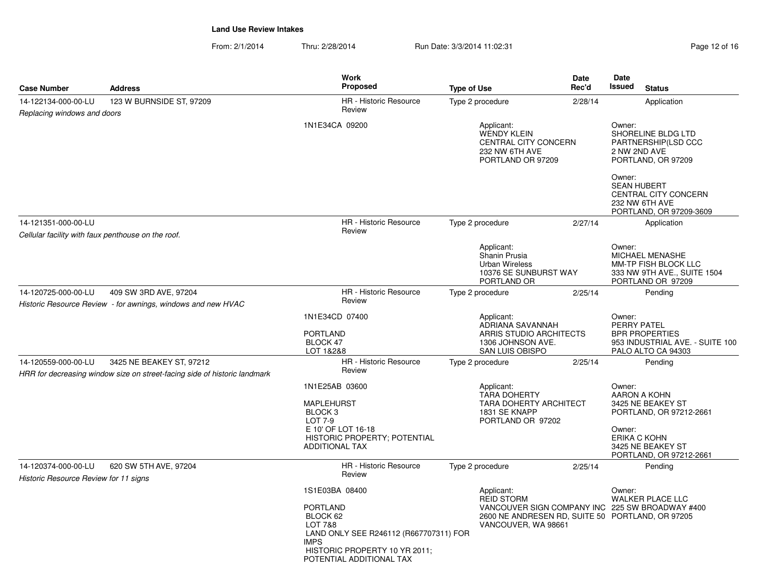**Land Use Review Intakes**

From: 2/1/2014 Thru: 2/28/2014 Run Date: 3/3/2014 11:02:31

| Case Number | Address | Work Proposed | Type of Use | Date Rec'd | Date Issued | Status |
|---|---|---|---|---|---|---|
| 14-122134-000-00-LU | 123 W BURNSIDE ST, 97209 | HR - Historic Resource Review | Type 2 procedure | 2/28/14 | | Application |
| *Replacing windows and doors* | | 1N1E34CA 09200 | Applicant: WENDY KLEIN CENTRAL CITY CONCERN 232 NW 6TH AVE PORTLAND OR 97209 | | Owner: SHORELINE BLDG LTD PARTNERSHIP(LSD CCC 2 NW 2ND AVE PORTLAND, OR 97209<br>Owner: SEAN HUBERT CENTRAL CITY CONCERN 232 NW 6TH AVE PORTLAND, OR 97209-3609 | |
| 14-121351-000-00-LU | | HR - Historic Resource Review | Type 2 procedure | 2/27/14 | | Application |
| *Cellular facility with faux penthouse on the roof.* | | | Applicant: Shanin Prusia Urban Wireless 10376 SE SUNBURST WAY PORTLAND OR | | Owner: MICHAEL MENASHE MM-TP FISH BLOCK LLC 333 NW 9TH AVE., SUITE 1504 PORTLAND OR 97209 | |
| 14-120725-000-00-LU | 409 SW 3RD AVE, 97204 | HR - Historic Resource Review | Type 2 procedure | 2/25/14 | | Pending |
| *Historic Resource Review - for awnings, windows and new HVAC* | | 1N1E34CD 07400<br>PORTLAND BLOCK 47 LOT 1&2&8 | Applicant: ADRIANA SAVANNAH ARRIS STUDIO ARCHITECTS 1306 JOHNSON AVE. SAN LUIS OBISPO | | Owner: PERRY PATEL BPR PROPERTIES 953 INDUSTRIAL AVE. - SUITE 100 PALO ALTO CA 94303 | |
| 14-120559-000-00-LU | 3425 NE BEAKEY ST, 97212 | HR - Historic Resource Review | Type 2 procedure | 2/25/14 | | Pending |
| *HRR for decreasing window size on street-facing side of historic landmark* | | 1N1E25AB 03600<br>MAPLEHURST BLOCK 3 LOT 7-9 E 10' OF LOT 16-18 HISTORIC PROPERTY; POTENTIAL ADDITIONAL TAX | Applicant: TARA DOHERTY TARA DOHERTY ARCHITECT 1831 SE KNAPP PORTLAND OR 97202 | | Owner: AARON A KOHN 3425 NE BEAKEY ST PORTLAND, OR 97212-2661<br>Owner: ERIKA C KOHN 3425 NE BEAKEY ST PORTLAND, OR 97212-2661 | |
| 14-120374-000-00-LU | 620 SW 5TH AVE, 97204 | HR - Historic Resource Review | Type 2 procedure | 2/25/14 | | Pending |
| *Historic Resource Review for 11 signs* | | 1S1E03BA 08400<br>PORTLAND BLOCK 62 LOT 7&8 LAND ONLY SEE R246112 (R667707311) FOR IMPS HISTORIC PROPERTY 10 YR 2011; POTENTIAL ADDITIONAL TAX | Applicant: REID STORM VANCOUVER SIGN COMPANY INC 2600 NE ANDRESEN RD, SUITE 50 VANCOUVER, WA 98661 | | Owner: WALKER PLACE LLC 225 SW BROADWAY #400 PORTLAND, OR 97205 | |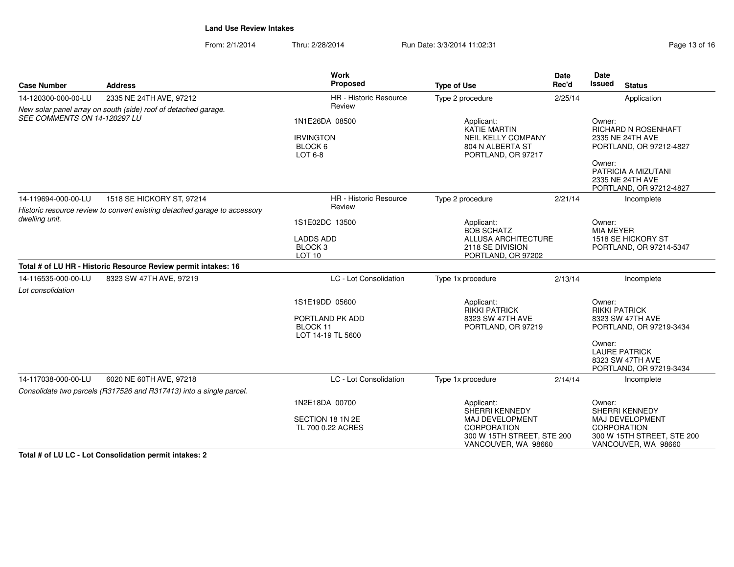**Land Use Review Intakes**

From: 2/1/2014 Thru: 2/28/2014 Run Date: 3/3/2014 11:02:31

| Case Number | Address | Work Proposed | Type of Use | Date Rec'd | Date Issued | Status |
|---|---|---|---|---|---|---|
| 14-120300-000-00-LU | 2335 NE 24TH AVE, 97212 | HR - Historic Resource Review | Type 2 procedure | 2/25/14 | | Application |
| *New solar panel array on south (side) roof of detached garage. SEE COMMENTS ON 14-120297 LU* | | 1N1E26DA 08500<br>IRVINGTON<br>BLOCK 6<br>LOT 6-8 | Applicant:<br>KATIE MARTIN<br>NEIL KELLY COMPANY<br>804 N ALBERTA ST<br>PORTLAND, OR 97217 | | Owner:<br>RICHARD N ROSENHAFT<br>2335 NE 24TH AVE<br>PORTLAND, OR 97212-4827<br>Owner:<br>PATRICIA A MIZUTANI<br>2335 NE 24TH AVE<br>PORTLAND, OR 97212-4827 | |
| 14-119694-000-00-LU | 1518 SE HICKORY ST, 97214 | HR - Historic Resource Review | Type 2 procedure | 2/21/14 | | Incomplete |
| *Historic resource review to convert existing detached garage to accessory dwelling unit.* | | 1S1E02DC 13500<br>LADDS ADD<br>BLOCK 3<br>LOT 10 | Applicant:<br>BOB SCHATZ<br>ALLUSA ARCHITECTURE<br>2118 SE DIVISION<br>PORTLAND, OR 97202 | | Owner:<br>MIA MEYER<br>1518 SE HICKORY ST<br>PORTLAND, OR 97214-5347 | |

**Total # of LU HR - Historic Resource Review permit intakes: 16**

| Case Number | Address | Work Proposed | Type of Use | Date Rec'd | Date Issued | Status |
|---|---|---|---|---|---|---|
| 14-116535-000-00-LU | 8323 SW 47TH AVE, 97219 | LC - Lot Consolidation | Type 1x procedure | 2/13/14 | | Incomplete |
| *Lot consolidation* | | 1S1E19DD 05600<br>PORTLAND PK ADD<br>BLOCK 11<br>LOT 14-19 TL 5600 | Applicant:<br>RIKKI PATRICK<br>8323 SW 47TH AVE<br>PORTLAND, OR 97219 | | Owner:<br>RIKKI PATRICK<br>8323 SW 47TH AVE<br>PORTLAND, OR 97219-3434<br>Owner:<br>LAURE PATRICK<br>8323 SW 47TH AVE<br>PORTLAND, OR 97219-3434 | |
| 14-117038-000-00-LU | 6020 NE 60TH AVE, 97218 | LC - Lot Consolidation | Type 1x procedure | 2/14/14 | | Incomplete |
| *Consolidate two parcels (R317526 and R317413) into a single parcel.* | | 1N2E18DA 00700<br>SECTION 18 1N 2E<br>TL 700 0.22 ACRES | Applicant:<br>SHERRI KENNEDY<br>MAJ DEVELOPMENT<br>CORPORATION<br>300 W 15TH STREET, STE 200<br>VANCOUVER, WA 98660 | | Owner:<br>SHERRI KENNEDY<br>MAJ DEVELOPMENT<br>CORPORATION<br>300 W 15TH STREET, STE 200<br>VANCOUVER, WA 98660 | |

**Total # of LU LC - Lot Consolidation permit intakes: 2**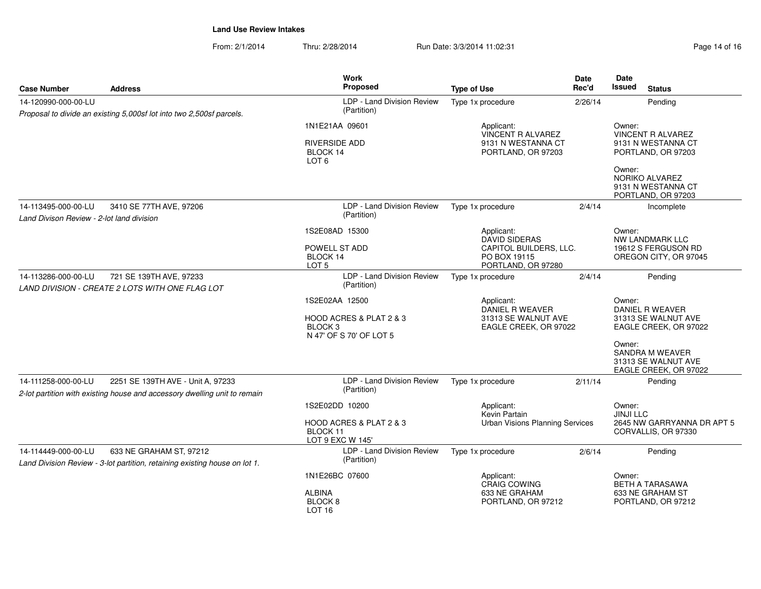**Land Use Review Intakes**

From: 2/1/2014 Thru: 2/28/2014 Run Date: 3/3/2014 11:02:31

| Case Number | Address | Work Proposed | Type of Use | Date Rec'd | Date Issued | Status |
|---|---|---|---|---|---|---|
| 14-120990-000-00-LU | | LDP - Land Division Review (Partition) | Type 1x procedure | 2/26/14 | | Pending |
| *Proposal to divide an existing 5,000sf lot into two 2,500sf parcels.* | | 1N1E21AA 09601<br>RIVERSIDE ADD<br>BLOCK 14<br>LOT 6 | Applicant:<br>VINCENT R ALVAREZ<br>9131 N WESTANNA CT<br>PORTLAND, OR 97203 | | Owner:<br>VINCENT R ALVAREZ<br>9131 N WESTANNA CT<br>PORTLAND, OR 97203<br>Owner:<br>NORIKO ALVAREZ<br>9131 N WESTANNA CT<br>PORTLAND, OR 97203 | |
| 14-113495-000-00-LU | 3410 SE 77TH AVE, 97206 | LDP - Land Division Review (Partition) | Type 1x procedure | 2/4/14 | | Incomplete |
| *Land Divison Review - 2-lot land division* | | 1S2E08AD 15300<br>POWELL ST ADD<br>BLOCK 14<br>LOT 5 | Applicant:<br>DAVID SIDERAS<br>CAPITOL BUILDERS, LLC.<br>PO BOX 19115<br>PORTLAND, OR 97280 | | Owner:<br>NW LANDMARK LLC<br>19612 S FERGUSON RD<br>OREGON CITY, OR 97045 | |
| 14-113286-000-00-LU | 721 SE 139TH AVE, 97233 | LDP - Land Division Review (Partition) | Type 1x procedure | 2/4/14 | | Pending |
| *LAND DIVISION - CREATE 2 LOTS WITH ONE FLAG LOT* | | 1S2E02AA 12500<br>HOOD ACRES & PLAT 2 & 3<br>BLOCK 3<br>N 47' OF S 70' OF LOT 5 | Applicant:<br>DANIEL R WEAVER<br>31313 SE WALNUT AVE<br>EAGLE CREEK, OR 97022 | | Owner:<br>DANIEL R WEAVER<br>31313 SE WALNUT AVE<br>EAGLE CREEK, OR 97022<br>Owner:<br>SANDRA M WEAVER<br>31313 SE WALNUT AVE<br>EAGLE CREEK, OR 97022 | |
| 14-111258-000-00-LU | 2251 SE 139TH AVE - Unit A, 97233 | LDP - Land Division Review (Partition) | Type 1x procedure | 2/11/14 | | Pending |
| *2-lot partition with existing house and accessory dwelling unit to remain* | | 1S2E02DD 10200<br>HOOD ACRES & PLAT 2 & 3<br>BLOCK 11<br>LOT 9 EXC W 145' | Applicant:<br>Kevin Partain<br>Urban Visions Planning Services | | Owner:<br>JINJI LLC<br>2645 NW GARRYANNA DR APT 5<br>CORVALLIS, OR 97330 | |
| 14-114449-000-00-LU | 633 NE GRAHAM ST, 97212 | LDP - Land Division Review (Partition) | Type 1x procedure | 2/6/14 | | Pending |
| *Land Division Review - 3-lot partition, retaining existing house on lot 1.* | | 1N1E26BC 07600<br>ALBINA<br>BLOCK 8<br>LOT 16 | Applicant:<br>CRAIG COWING<br>633 NE GRAHAM<br>PORTLAND, OR 97212 | | Owner:<br>BETH A TARASAWA<br>633 NE GRAHAM ST<br>PORTLAND, OR 97212 | |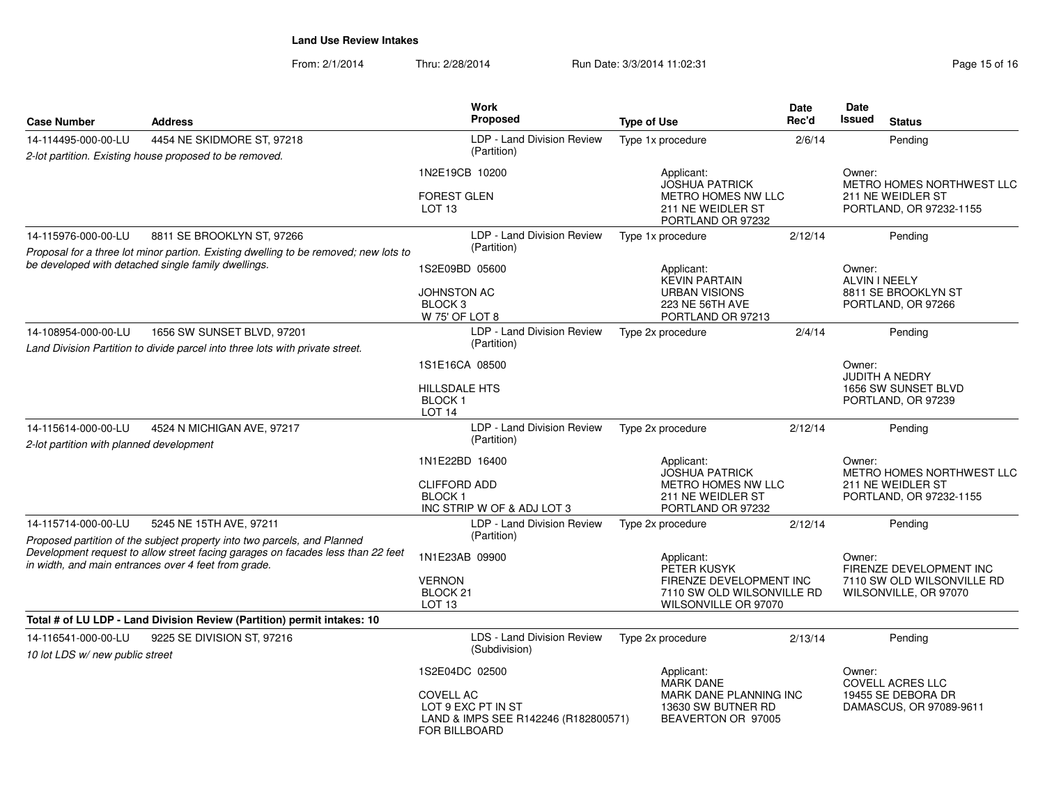**Land Use Review Intakes**

From: 2/1/2014 Thru: 2/28/2014 Run Date: 3/3/2014 11:02:31

| Case Number | Address | Work Proposed | Type of Use | Date Rec'd | Date Issued | Status |
|---|---|---|---|---|---|---|
| 14-114495-000-00-LU | 4454 NE SKIDMORE ST, 97218 | LDP - Land Division Review (Partition) | Type 1x procedure | 2/6/14 | | Pending |
| *2-lot partition. Existing house proposed to be removed.* | | 1N2E19CB 10200<br>FOREST GLEN<br>LOT 13 | Applicant:<br>JOSHUA PATRICK<br>METRO HOMES NW LLC<br>211 NE WEIDLER ST<br>PORTLAND OR 97232 | | Owner:<br>METRO HOMES NORTHWEST LLC<br>211 NE WEIDLER ST<br>PORTLAND, OR 97232-1155 | |
| 14-115976-000-00-LU | 8811 SE BROOKLYN ST, 97266 | LDP - Land Division Review (Partition) | Type 1x procedure | 2/12/14 | | Pending |
| *Proposal for a three lot minor partion. Existing dwelling to be removed; new lots to be developed with detached single family dwellings.* | | 1S2E09BD 05600<br>JOHNSTON AC<br>BLOCK 3<br>W 75' OF LOT 8 | Applicant:<br>KEVIN PARTAIN<br>URBAN VISIONS<br>223 NE 56TH AVE<br>PORTLAND OR 97213 | | Owner:<br>ALVIN I NEELY<br>8811 SE BROOKLYN ST<br>PORTLAND, OR 97266 | |
| 14-108954-000-00-LU | 1656 SW SUNSET BLVD, 97201 | LDP - Land Division Review (Partition) | Type 2x procedure | 2/4/14 | | Pending |
| *Land Division Partition to divide parcel into three lots with private street.* | | 1S1E16CA 08500<br>HILLSDALE HTS<br>BLOCK 1<br>LOT 14 | | | Owner:<br>JUDITH A NEDRY<br>1656 SW SUNSET BLVD<br>PORTLAND, OR 97239 | |
| 14-115614-000-00-LU | 4524 N MICHIGAN AVE, 97217 | LDP - Land Division Review (Partition) | Type 2x procedure | 2/12/14 | | Pending |
| *2-lot partition with planned development* | | 1N1E22BD 16400<br>CLIFFORD ADD<br>BLOCK 1<br>INC STRIP W OF & ADJ LOT 3 | Applicant:<br>JOSHUA PATRICK<br>METRO HOMES NW LLC<br>211 NE WEIDLER ST<br>PORTLAND OR 97232 | | Owner:<br>METRO HOMES NORTHWEST LLC<br>211 NE WEIDLER ST<br>PORTLAND, OR 97232-1155 | |
| 14-115714-000-00-LU | 5245 NE 15TH AVE, 97211 | LDP - Land Division Review (Partition) | Type 2x procedure | 2/12/14 | | Pending |
| *Proposed partition of the subject property into two parcels, and Planned Development request to allow street facing garages on facades less than 22 feet in width, and main entrances over 4 feet from grade.* | | 1N1E23AB 09900<br>VERNON<br>BLOCK 21<br>LOT 13 | Applicant:<br>PETER KUSYK<br>FIRENZE DEVELOPMENT INC<br>7110 SW OLD WILSONVILLE RD<br>WILSONVILLE OR 97070 | | Owner:<br>FIRENZE DEVELOPMENT INC<br>7110 SW OLD WILSONVILLE RD<br>WILSONVILLE, OR 97070 | |
| **Total # of LU LDP - Land Division Review (Partition) permit intakes: 10** | | | | | | |
| 14-116541-000-00-LU | 9225 SE DIVISION ST, 97216 | LDS - Land Division Review (Subdivision) | Type 2x procedure | 2/13/14 | | Pending |
| *10 lot LDS w/ new public street* | | 1S2E04DC 02500<br>COVELL AC<br>LOT 9 EXC PT IN ST<br>LAND & IMPS SEE R142246 (R182800571) FOR BILLBOARD | Applicant:<br>MARK DANE<br>MARK DANE PLANNING INC<br>13630 SW BUTNER RD<br>BEAVERTON OR 97005 | | Owner:<br>COVELL ACRES LLC<br>19455 SE DEBORA DR<br>DAMASCUS, OR 97089-9611 | |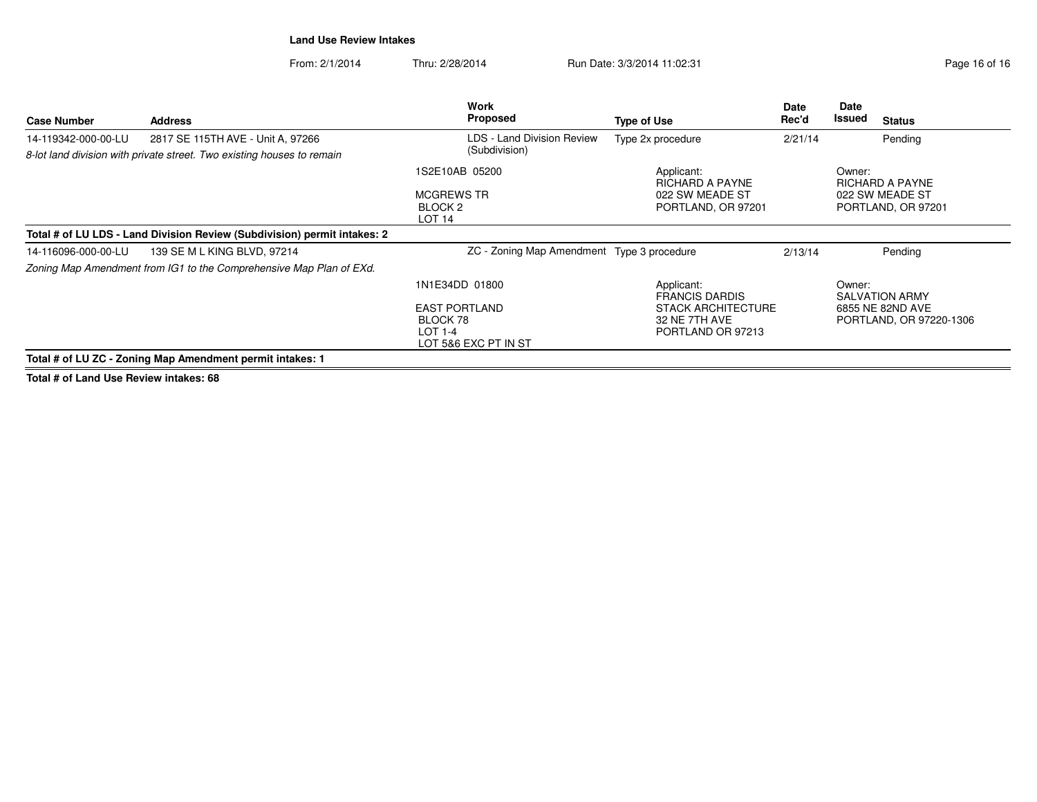**Land Use Review Intakes**

From: 2/1/2014 Thru: 2/28/2014 Run Date: 3/3/2014 11:02:31

| Case Number | Address | Work Proposed | Type of Use | Date Rec'd | Date Issued | Status |
|---|---|---|---|---|---|---|
| 14-119342-000-00-LU | 2817 SE 115TH AVE - Unit A, 97266 | LDS - Land Division Review (Subdivision) | Type 2x procedure | 2/21/14 | | Pending |
| *8-lot land division with private street. Two existing houses to remain* | | | | | | |
| | | 1S2E10AB 05200<br><br>MCGREWS TR<br>BLOCK 2<br>LOT 14 | Applicant:<br>RICHARD A PAYNE<br>022 SW MEADE ST<br>PORTLAND, OR 97201 | | Owner:<br>RICHARD A PAYNE<br>022 SW MEADE ST<br>PORTLAND, OR 97201 | |
| **Total # of LU LDS - Land Division Review (Subdivision) permit intakes: 2** | | | | | | |
| 14-116096-000-00-LU | 139 SE M L KING BLVD, 97214 | ZC - Zoning Map Amendment | Type 3 procedure | 2/13/14 | | Pending |
| *Zoning Map Amendment from IG1 to the Comprehensive Map Plan of EXd.* | | | | | | |
| | | 1N1E34DD 01800<br><br>EAST PORTLAND<br>BLOCK 78<br>LOT 1-4<br>LOT 5&6 EXC PT IN ST | Applicant:<br>FRANCIS DARDIS<br>STACK ARCHITECTURE<br>32 NE 7TH AVE<br>PORTLAND OR 97213 | | Owner:<br>SALVATION ARMY<br>6855 NE 82ND AVE<br>PORTLAND, OR 97220-1306 | |
| **Total # of LU ZC - Zoning Map Amendment permit intakes: 1** | | | | | | |

**Total # of Land Use Review intakes: 68**